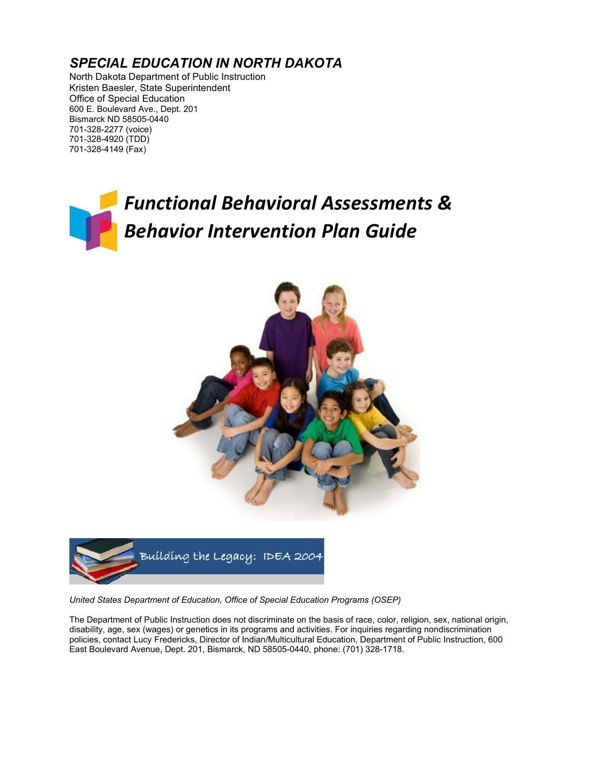# *SPECIAL EDUCATION IN NORTH DAKOTA*

North Dakota Department of Public Instruction
Kristen Baesler, State Superintendent
Office of Special Education
600 E. Boulevard Ave., Dept. 201
Bismarck ND 58505-0440
701-328-2277 (voice)
701-328-4920 (TDD)
701-328-4149 (Fax)

# *Functional Behavioral Assessments & Behavior Intervention Plan Guide*

Building the Legacy: IDEA 2004

*United States Department of Education, Office of Special Education Programs (OSEP)*

The Department of Public Instruction does not discriminate on the basis of race, color, religion, sex, national origin, disability, age, sex (wages) or genetics in its programs and activities. For inquiries regarding nondiscrimination policies, contact Lucy Fredericks, Director of Indian/Multicultural Education, Department of Public Instruction, 600 East Boulevard Avenue, Dept. 201, Bismarck, ND 58505-0440, phone: (701) 328-1718.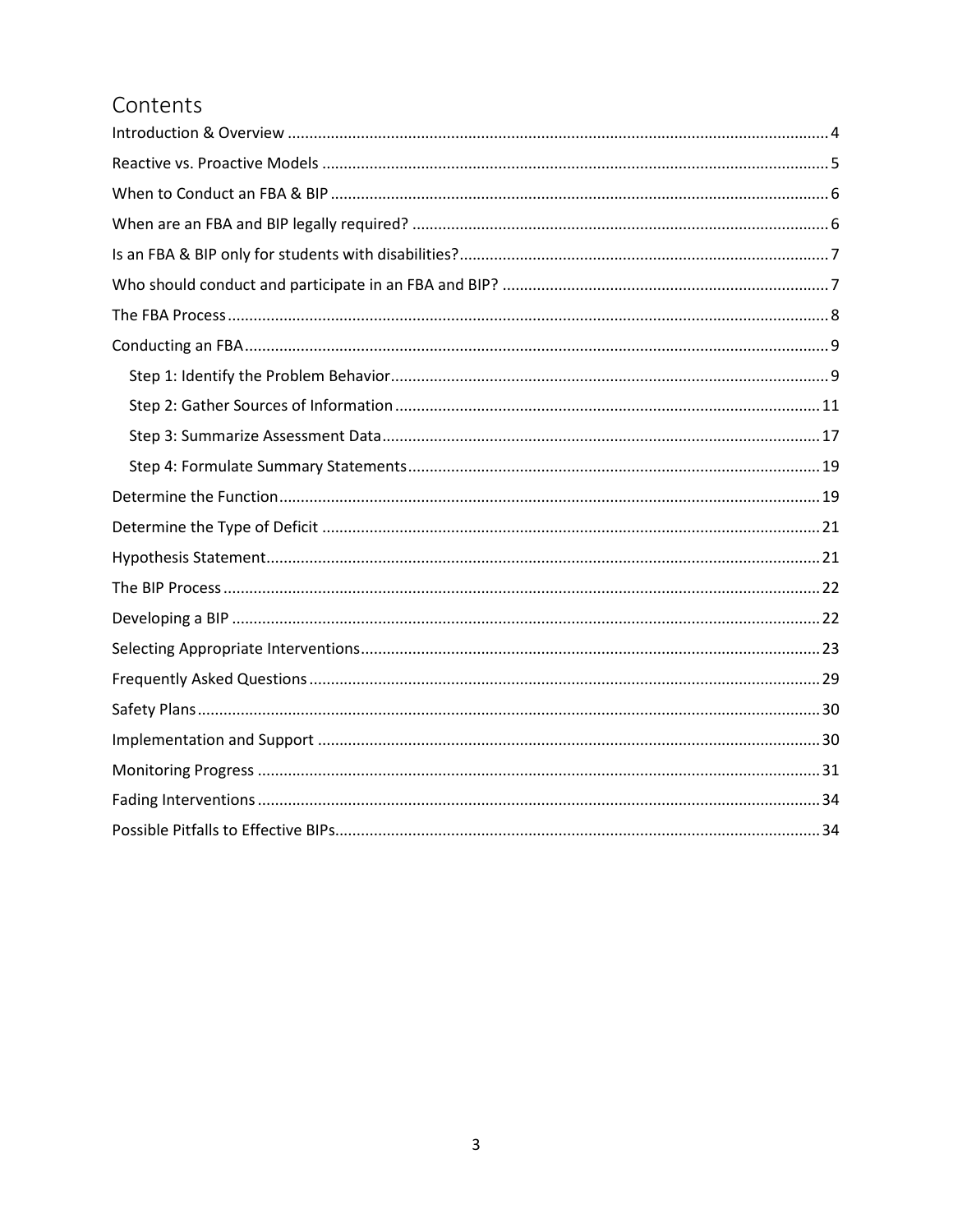# Contents

- Introduction & Overview ....... 4
- Reactive vs. Proactive Models ....... 5
- When to Conduct an FBA & BIP ....... 6
- When are an FBA and BIP legally required? ....... 6
- Is an FBA & BIP only for students with disabilities? ....... 7
- Who should conduct and participate in an FBA and BIP? ....... 7
- The FBA Process ....... 8
- Conducting an FBA ....... 9
  - Step 1: Identify the Problem Behavior ....... 9
  - Step 2: Gather Sources of Information ....... 11
  - Step 3: Summarize Assessment Data ....... 17
  - Step 4: Formulate Summary Statements ....... 19
- Determine the Function ....... 19
- Determine the Type of Deficit ....... 21
- Hypothesis Statement ....... 21
- The BIP Process ....... 22
- Developing a BIP ....... 22
- Selecting Appropriate Interventions ....... 23
- Frequently Asked Questions ....... 29
- Safety Plans ....... 30
- Implementation and Support ....... 30
- Monitoring Progress ....... 31
- Fading Interventions ....... 34
- Possible Pitfalls to Effective BIPs ....... 34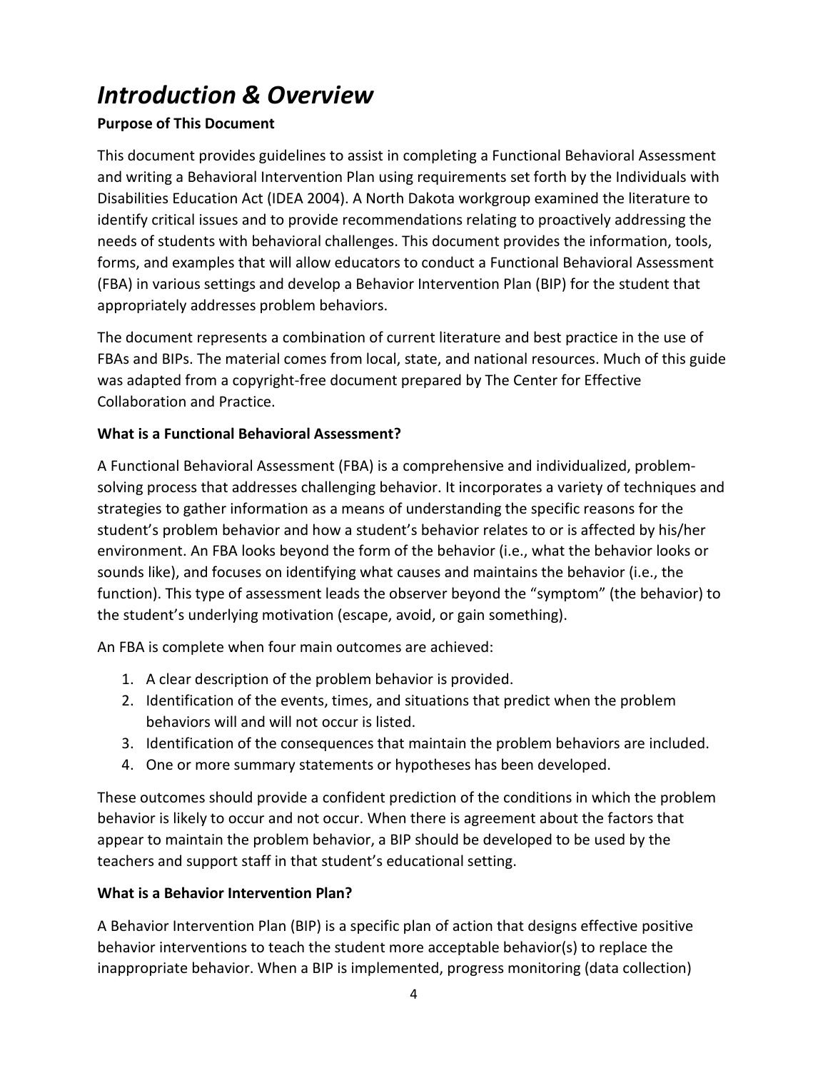# *Introduction & Overview*

**Purpose of This Document**

This document provides guidelines to assist in completing a Functional Behavioral Assessment and writing a Behavioral Intervention Plan using requirements set forth by the Individuals with Disabilities Education Act (IDEA 2004). A North Dakota workgroup examined the literature to identify critical issues and to provide recommendations relating to proactively addressing the needs of students with behavioral challenges. This document provides the information, tools, forms, and examples that will allow educators to conduct a Functional Behavioral Assessment (FBA) in various settings and develop a Behavior Intervention Plan (BIP) for the student that appropriately addresses problem behaviors.

The document represents a combination of current literature and best practice in the use of FBAs and BIPs. The material comes from local, state, and national resources. Much of this guide was adapted from a copyright-free document prepared by The Center for Effective Collaboration and Practice.

**What is a Functional Behavioral Assessment?**

A Functional Behavioral Assessment (FBA) is a comprehensive and individualized, problem-solving process that addresses challenging behavior. It incorporates a variety of techniques and strategies to gather information as a means of understanding the specific reasons for the student's problem behavior and how a student's behavior relates to or is affected by his/her environment. An FBA looks beyond the form of the behavior (i.e., what the behavior looks or sounds like), and focuses on identifying what causes and maintains the behavior (i.e., the function). This type of assessment leads the observer beyond the "symptom" (the behavior) to the student's underlying motivation (escape, avoid, or gain something).

An FBA is complete when four main outcomes are achieved:

1. A clear description of the problem behavior is provided.
2. Identification of the events, times, and situations that predict when the problem behaviors will and will not occur is listed.
3. Identification of the consequences that maintain the problem behaviors are included.
4. One or more summary statements or hypotheses has been developed.

These outcomes should provide a confident prediction of the conditions in which the problem behavior is likely to occur and not occur. When there is agreement about the factors that appear to maintain the problem behavior, a BIP should be developed to be used by the teachers and support staff in that student's educational setting.

**What is a Behavior Intervention Plan?**

A Behavior Intervention Plan (BIP) is a specific plan of action that designs effective positive behavior interventions to teach the student more acceptable behavior(s) to replace the inappropriate behavior. When a BIP is implemented, progress monitoring (data collection)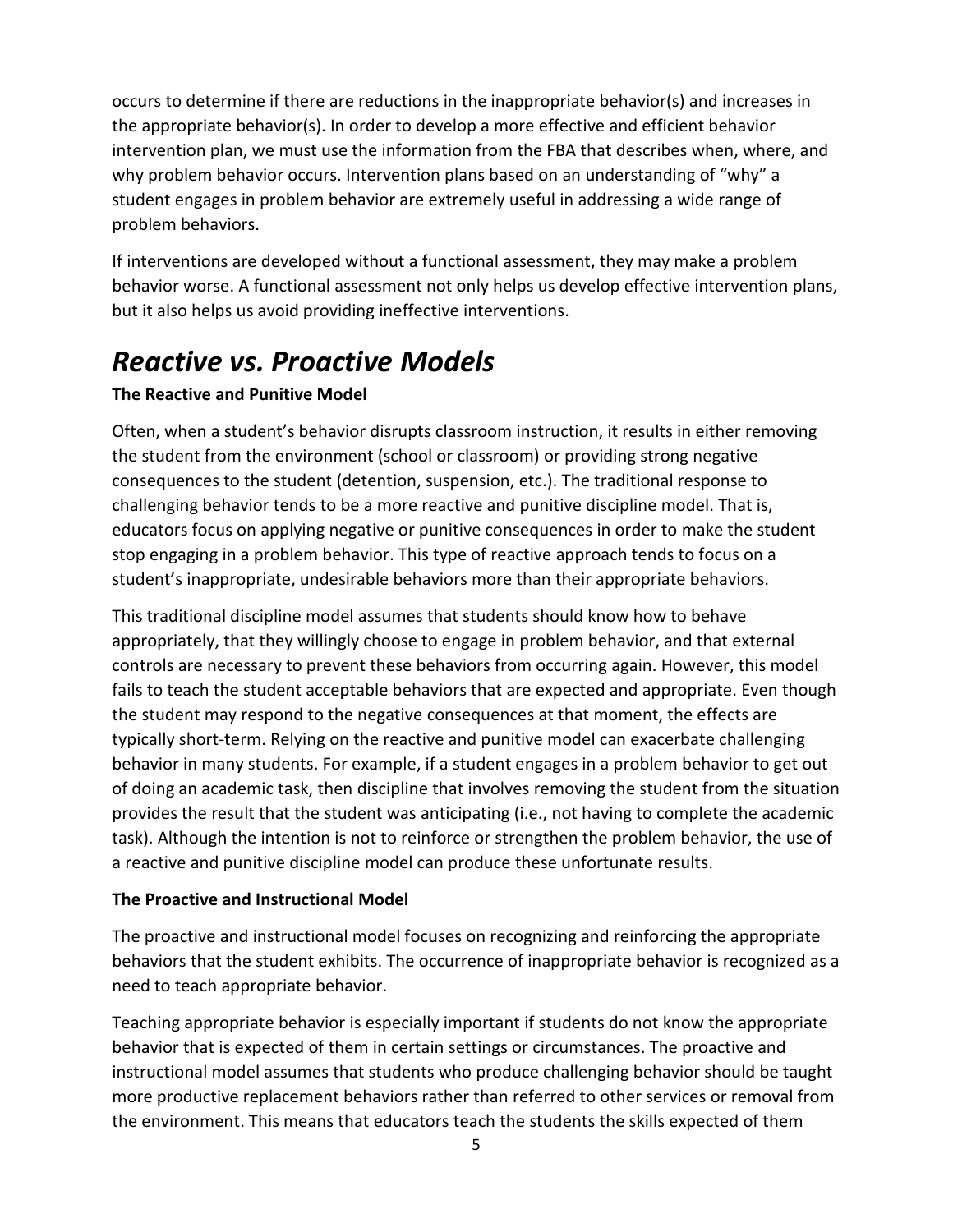occurs to determine if there are reductions in the inappropriate behavior(s) and increases in the appropriate behavior(s). In order to develop a more effective and efficient behavior intervention plan, we must use the information from the FBA that describes when, where, and why problem behavior occurs. Intervention plans based on an understanding of "why" a student engages in problem behavior are extremely useful in addressing a wide range of problem behaviors.

If interventions are developed without a functional assessment, they may make a problem behavior worse. A functional assessment not only helps us develop effective intervention plans, but it also helps us avoid providing ineffective interventions.

## *Reactive vs. Proactive Models*

**The Reactive and Punitive Model**

Often, when a student's behavior disrupts classroom instruction, it results in either removing the student from the environment (school or classroom) or providing strong negative consequences to the student (detention, suspension, etc.). The traditional response to challenging behavior tends to be a more reactive and punitive discipline model. That is, educators focus on applying negative or punitive consequences in order to make the student stop engaging in a problem behavior. This type of reactive approach tends to focus on a student's inappropriate, undesirable behaviors more than their appropriate behaviors.

This traditional discipline model assumes that students should know how to behave appropriately, that they willingly choose to engage in problem behavior, and that external controls are necessary to prevent these behaviors from occurring again. However, this model fails to teach the student acceptable behaviors that are expected and appropriate. Even though the student may respond to the negative consequences at that moment, the effects are typically short-term. Relying on the reactive and punitive model can exacerbate challenging behavior in many students. For example, if a student engages in a problem behavior to get out of doing an academic task, then discipline that involves removing the student from the situation provides the result that the student was anticipating (i.e., not having to complete the academic task). Although the intention is not to reinforce or strengthen the problem behavior, the use of a reactive and punitive discipline model can produce these unfortunate results.

**The Proactive and Instructional Model**

The proactive and instructional model focuses on recognizing and reinforcing the appropriate behaviors that the student exhibits. The occurrence of inappropriate behavior is recognized as a need to teach appropriate behavior.

Teaching appropriate behavior is especially important if students do not know the appropriate behavior that is expected of them in certain settings or circumstances. The proactive and instructional model assumes that students who produce challenging behavior should be taught more productive replacement behaviors rather than referred to other services or removal from the environment. This means that educators teach the students the skills expected of them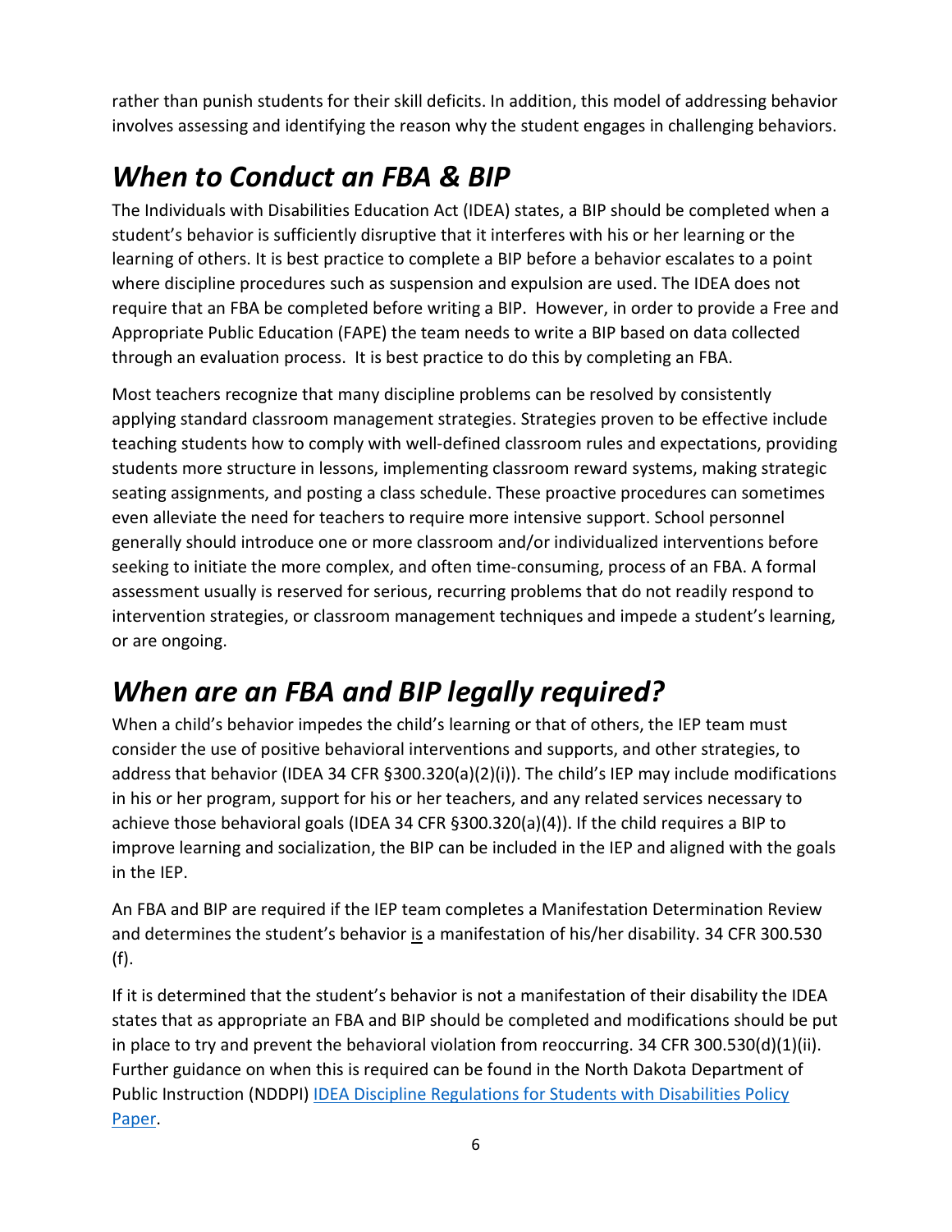rather than punish students for their skill deficits. In addition, this model of addressing behavior involves assessing and identifying the reason why the student engages in challenging behaviors.

## *When to Conduct an FBA & BIP*

The Individuals with Disabilities Education Act (IDEA) states, a BIP should be completed when a student's behavior is sufficiently disruptive that it interferes with his or her learning or the learning of others. It is best practice to complete a BIP before a behavior escalates to a point where discipline procedures such as suspension and expulsion are used. The IDEA does not require that an FBA be completed before writing a BIP. However, in order to provide a Free and Appropriate Public Education (FAPE) the team needs to write a BIP based on data collected through an evaluation process. It is best practice to do this by completing an FBA.

Most teachers recognize that many discipline problems can be resolved by consistently applying standard classroom management strategies. Strategies proven to be effective include teaching students how to comply with well-defined classroom rules and expectations, providing students more structure in lessons, implementing classroom reward systems, making strategic seating assignments, and posting a class schedule. These proactive procedures can sometimes even alleviate the need for teachers to require more intensive support. School personnel generally should introduce one or more classroom and/or individualized interventions before seeking to initiate the more complex, and often time-consuming, process of an FBA. A formal assessment usually is reserved for serious, recurring problems that do not readily respond to intervention strategies, or classroom management techniques and impede a student's learning, or are ongoing.

## *When are an FBA and BIP legally required?*

When a child's behavior impedes the child's learning or that of others, the IEP team must consider the use of positive behavioral interventions and supports, and other strategies, to address that behavior (IDEA 34 CFR §300.320(a)(2)(i)). The child's IEP may include modifications in his or her program, support for his or her teachers, and any related services necessary to achieve those behavioral goals (IDEA 34 CFR §300.320(a)(4)). If the child requires a BIP to improve learning and socialization, the BIP can be included in the IEP and aligned with the goals in the IEP.

An FBA and BIP are required if the IEP team completes a Manifestation Determination Review and determines the student's behavior <u>is</u> a manifestation of his/her disability. 34 CFR 300.530 (f).

If it is determined that the student's behavior is not a manifestation of their disability the IDEA states that as appropriate an FBA and BIP should be completed and modifications should be put in place to try and prevent the behavioral violation from reoccurring. 34 CFR 300.530(d)(1)(ii). Further guidance on when this is required can be found in the North Dakota Department of Public Instruction (NDDPI) [IDEA Discipline Regulations for Students with Disabilities Policy Paper](#).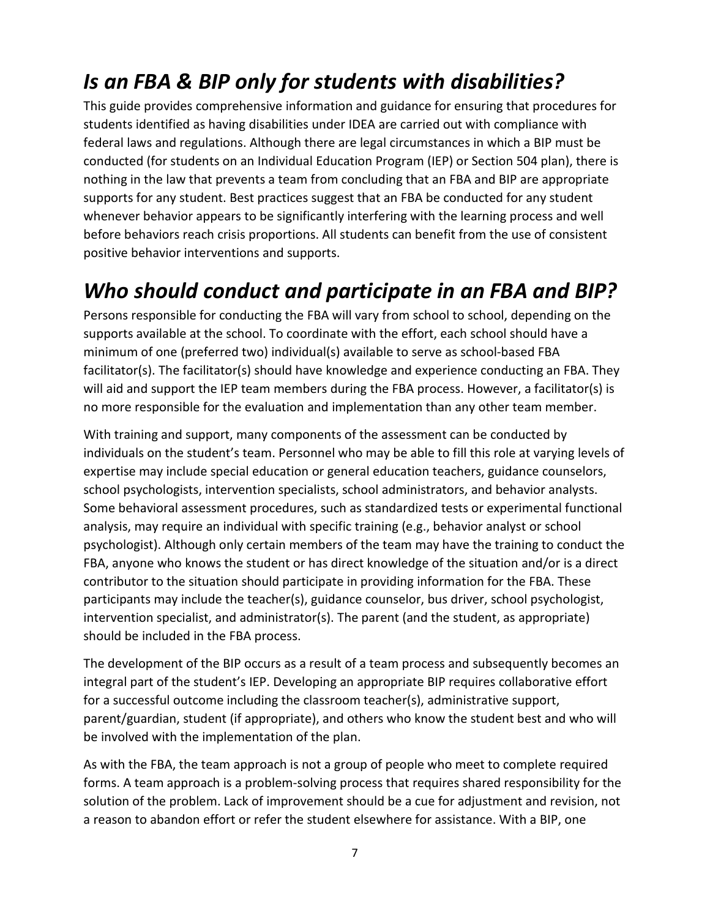## *Is an FBA & BIP only for students with disabilities?*

This guide provides comprehensive information and guidance for ensuring that procedures for students identified as having disabilities under IDEA are carried out with compliance with federal laws and regulations. Although there are legal circumstances in which a BIP must be conducted (for students on an Individual Education Program (IEP) or Section 504 plan), there is nothing in the law that prevents a team from concluding that an FBA and BIP are appropriate supports for any student. Best practices suggest that an FBA be conducted for any student whenever behavior appears to be significantly interfering with the learning process and well before behaviors reach crisis proportions. All students can benefit from the use of consistent positive behavior interventions and supports.

## *Who should conduct and participate in an FBA and BIP?*

Persons responsible for conducting the FBA will vary from school to school, depending on the supports available at the school. To coordinate with the effort, each school should have a minimum of one (preferred two) individual(s) available to serve as school-based FBA facilitator(s). The facilitator(s) should have knowledge and experience conducting an FBA. They will aid and support the IEP team members during the FBA process. However, a facilitator(s) is no more responsible for the evaluation and implementation than any other team member.

With training and support, many components of the assessment can be conducted by individuals on the student's team. Personnel who may be able to fill this role at varying levels of expertise may include special education or general education teachers, guidance counselors, school psychologists, intervention specialists, school administrators, and behavior analysts. Some behavioral assessment procedures, such as standardized tests or experimental functional analysis, may require an individual with specific training (e.g., behavior analyst or school psychologist). Although only certain members of the team may have the training to conduct the FBA, anyone who knows the student or has direct knowledge of the situation and/or is a direct contributor to the situation should participate in providing information for the FBA. These participants may include the teacher(s), guidance counselor, bus driver, school psychologist, intervention specialist, and administrator(s). The parent (and the student, as appropriate) should be included in the FBA process.

The development of the BIP occurs as a result of a team process and subsequently becomes an integral part of the student's IEP. Developing an appropriate BIP requires collaborative effort for a successful outcome including the classroom teacher(s), administrative support, parent/guardian, student (if appropriate), and others who know the student best and who will be involved with the implementation of the plan.

As with the FBA, the team approach is not a group of people who meet to complete required forms. A team approach is a problem-solving process that requires shared responsibility for the solution of the problem. Lack of improvement should be a cue for adjustment and revision, not a reason to abandon effort or refer the student elsewhere for assistance. With a BIP, one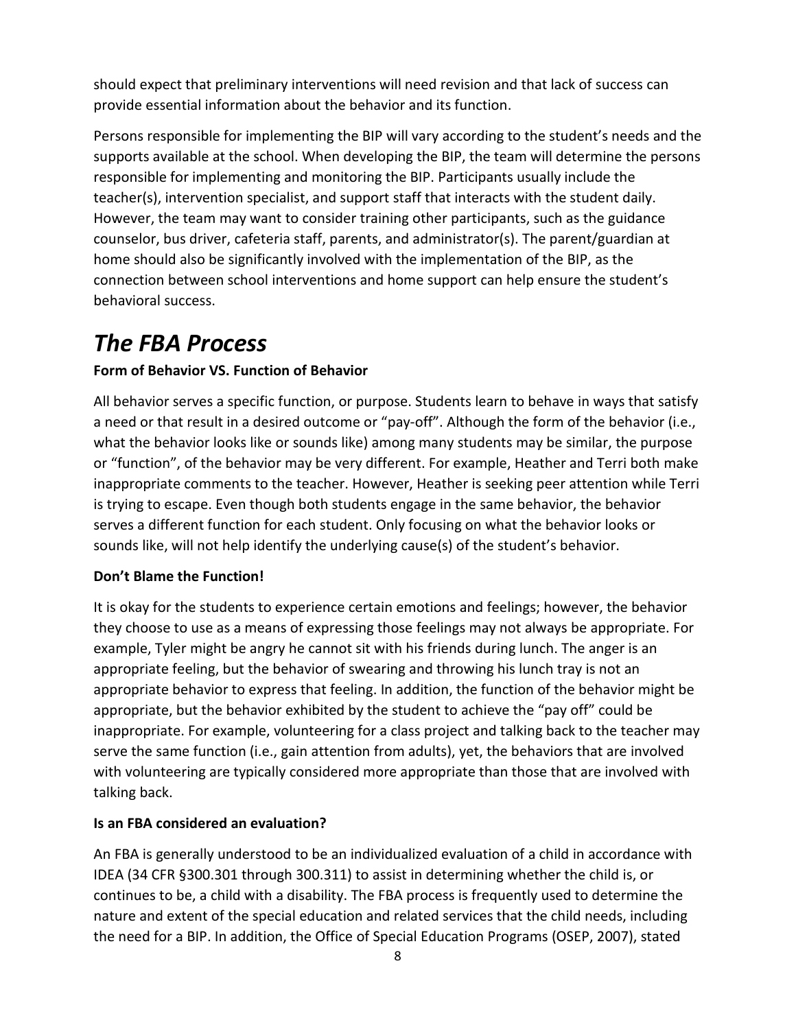should expect that preliminary interventions will need revision and that lack of success can provide essential information about the behavior and its function.

Persons responsible for implementing the BIP will vary according to the student's needs and the supports available at the school. When developing the BIP, the team will determine the persons responsible for implementing and monitoring the BIP. Participants usually include the teacher(s), intervention specialist, and support staff that interacts with the student daily. However, the team may want to consider training other participants, such as the guidance counselor, bus driver, cafeteria staff, parents, and administrator(s). The parent/guardian at home should also be significantly involved with the implementation of the BIP, as the connection between school interventions and home support can help ensure the student's behavioral success.

# *The FBA Process*

**Form of Behavior VS. Function of Behavior**

All behavior serves a specific function, or purpose. Students learn to behave in ways that satisfy a need or that result in a desired outcome or "pay-off". Although the form of the behavior (i.e., what the behavior looks like or sounds like) among many students may be similar, the purpose or "function", of the behavior may be very different. For example, Heather and Terri both make inappropriate comments to the teacher. However, Heather is seeking peer attention while Terri is trying to escape. Even though both students engage in the same behavior, the behavior serves a different function for each student. Only focusing on what the behavior looks or sounds like, will not help identify the underlying cause(s) of the student's behavior.

**Don't Blame the Function!**

It is okay for the students to experience certain emotions and feelings; however, the behavior they choose to use as a means of expressing those feelings may not always be appropriate. For example, Tyler might be angry he cannot sit with his friends during lunch. The anger is an appropriate feeling, but the behavior of swearing and throwing his lunch tray is not an appropriate behavior to express that feeling. In addition, the function of the behavior might be appropriate, but the behavior exhibited by the student to achieve the "pay off" could be inappropriate. For example, volunteering for a class project and talking back to the teacher may serve the same function (i.e., gain attention from adults), yet, the behaviors that are involved with volunteering are typically considered more appropriate than those that are involved with talking back.

**Is an FBA considered an evaluation?**

An FBA is generally understood to be an individualized evaluation of a child in accordance with IDEA (34 CFR §300.301 through 300.311) to assist in determining whether the child is, or continues to be, a child with a disability. The FBA process is frequently used to determine the nature and extent of the special education and related services that the child needs, including the need for a BIP. In addition, the Office of Special Education Programs (OSEP, 2007), stated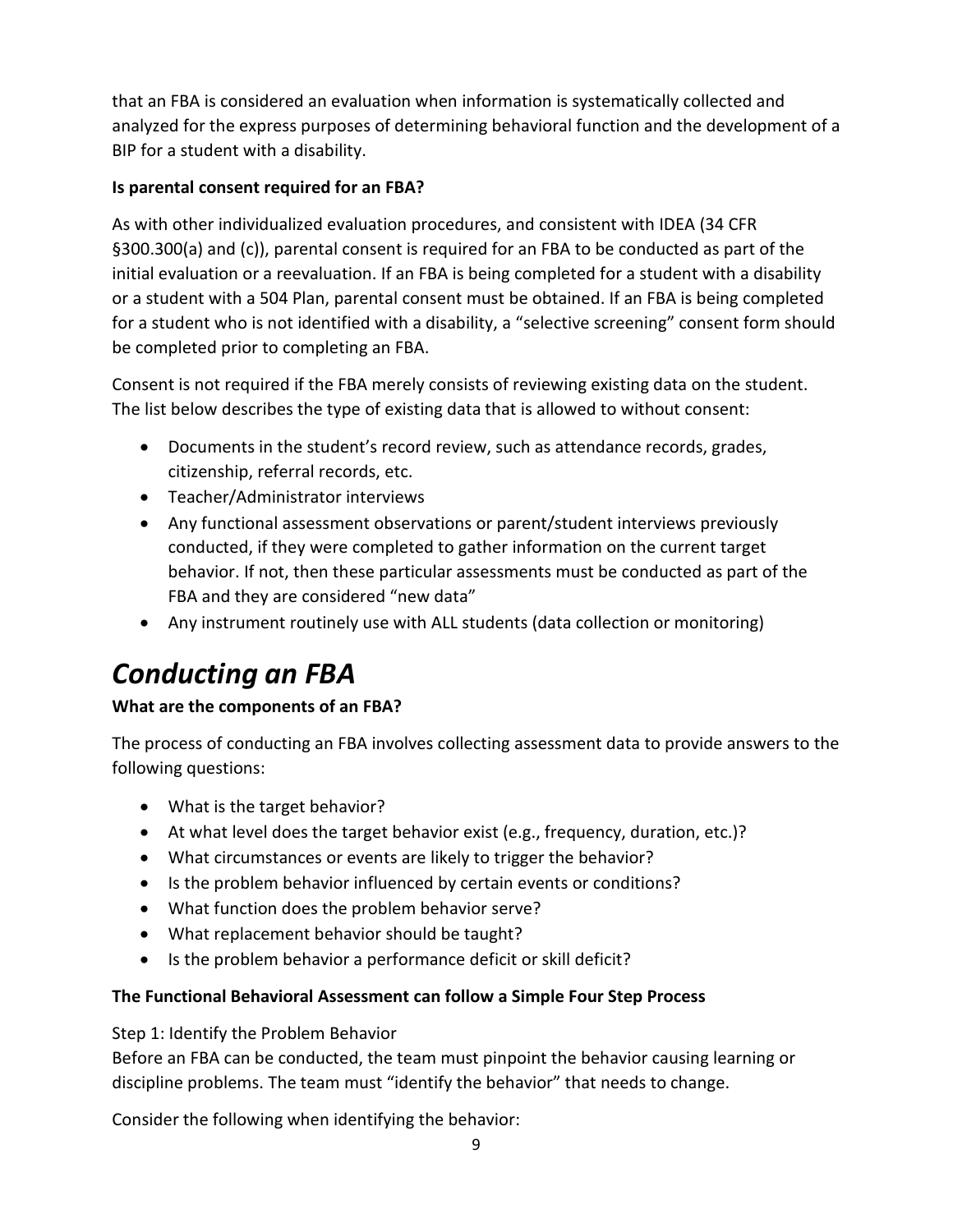that an FBA is considered an evaluation when information is systematically collected and analyzed for the express purposes of determining behavioral function and the development of a BIP for a student with a disability.

**Is parental consent required for an FBA?**

As with other individualized evaluation procedures, and consistent with IDEA (34 CFR §300.300(a) and (c)), parental consent is required for an FBA to be conducted as part of the initial evaluation or a reevaluation. If an FBA is being completed for a student with a disability or a student with a 504 Plan, parental consent must be obtained. If an FBA is being completed for a student who is not identified with a disability, a "selective screening" consent form should be completed prior to completing an FBA.

Consent is not required if the FBA merely consists of reviewing existing data on the student. The list below describes the type of existing data that is allowed to without consent:

- Documents in the student's record review, such as attendance records, grades, citizenship, referral records, etc.
- Teacher/Administrator interviews
- Any functional assessment observations or parent/student interviews previously conducted, if they were completed to gather information on the current target behavior. If not, then these particular assessments must be conducted as part of the FBA and they are considered "new data"
- Any instrument routinely use with ALL students (data collection or monitoring)

# *Conducting an FBA*

**What are the components of an FBA?**

The process of conducting an FBA involves collecting assessment data to provide answers to the following questions:

- What is the target behavior?
- At what level does the target behavior exist (e.g., frequency, duration, etc.)?
- What circumstances or events are likely to trigger the behavior?
- Is the problem behavior influenced by certain events or conditions?
- What function does the problem behavior serve?
- What replacement behavior should be taught?
- Is the problem behavior a performance deficit or skill deficit?

**The Functional Behavioral Assessment can follow a Simple Four Step Process**

Step 1: Identify the Problem Behavior
Before an FBA can be conducted, the team must pinpoint the behavior causing learning or discipline problems. The team must "identify the behavior" that needs to change.

Consider the following when identifying the behavior: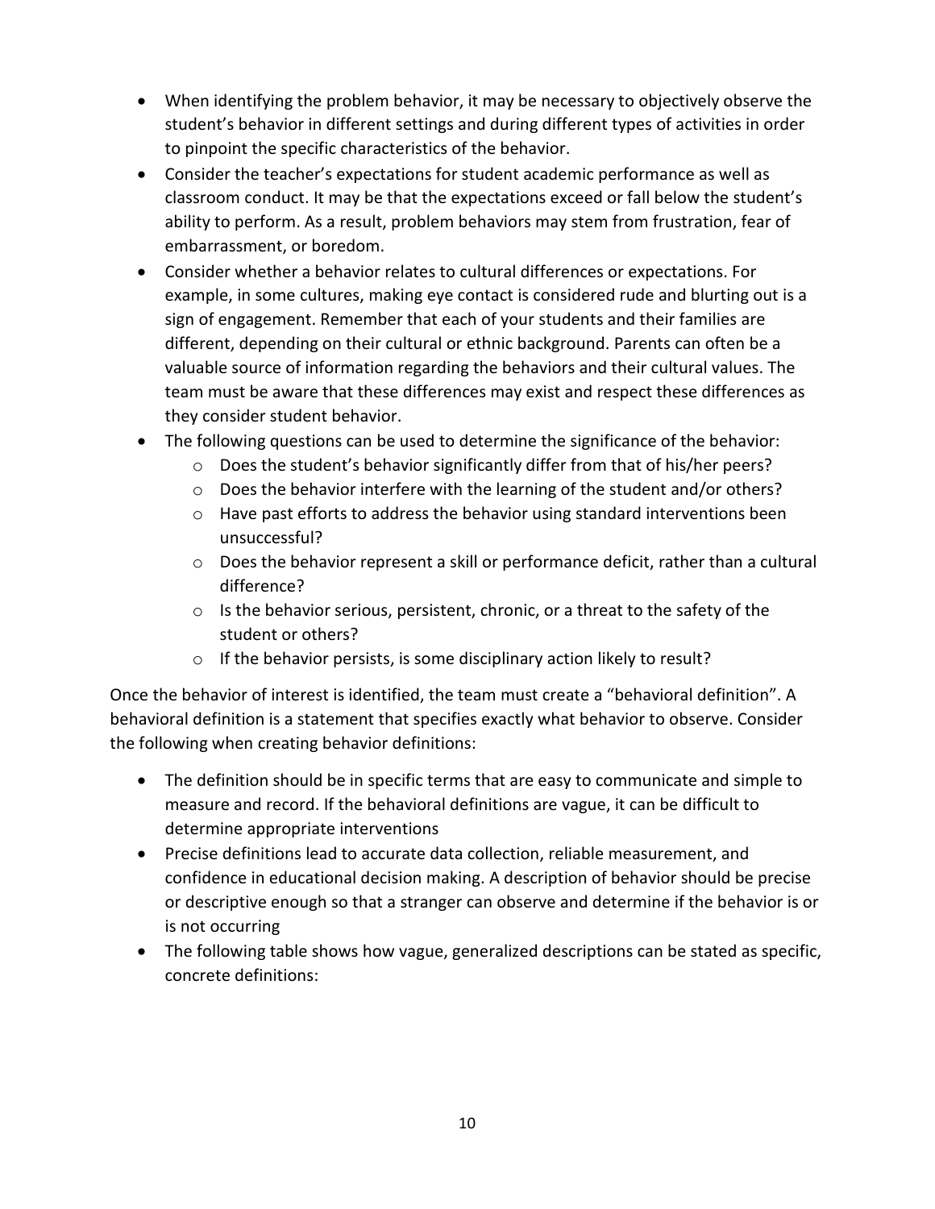- When identifying the problem behavior, it may be necessary to objectively observe the student's behavior in different settings and during different types of activities in order to pinpoint the specific characteristics of the behavior.
- Consider the teacher's expectations for student academic performance as well as classroom conduct. It may be that the expectations exceed or fall below the student's ability to perform. As a result, problem behaviors may stem from frustration, fear of embarrassment, or boredom.
- Consider whether a behavior relates to cultural differences or expectations. For example, in some cultures, making eye contact is considered rude and blurting out is a sign of engagement. Remember that each of your students and their families are different, depending on their cultural or ethnic background. Parents can often be a valuable source of information regarding the behaviors and their cultural values. The team must be aware that these differences may exist and respect these differences as they consider student behavior.
- The following questions can be used to determine the significance of the behavior:
    - Does the student's behavior significantly differ from that of his/her peers?
    - Does the behavior interfere with the learning of the student and/or others?
    - Have past efforts to address the behavior using standard interventions been unsuccessful?
    - Does the behavior represent a skill or performance deficit, rather than a cultural difference?
    - Is the behavior serious, persistent, chronic, or a threat to the safety of the student or others?
    - If the behavior persists, is some disciplinary action likely to result?

Once the behavior of interest is identified, the team must create a "behavioral definition". A behavioral definition is a statement that specifies exactly what behavior to observe. Consider the following when creating behavior definitions:

- The definition should be in specific terms that are easy to communicate and simple to measure and record. If the behavioral definitions are vague, it can be difficult to determine appropriate interventions
- Precise definitions lead to accurate data collection, reliable measurement, and confidence in educational decision making. A description of behavior should be precise or descriptive enough so that a stranger can observe and determine if the behavior is or is not occurring
- The following table shows how vague, generalized descriptions can be stated as specific, concrete definitions: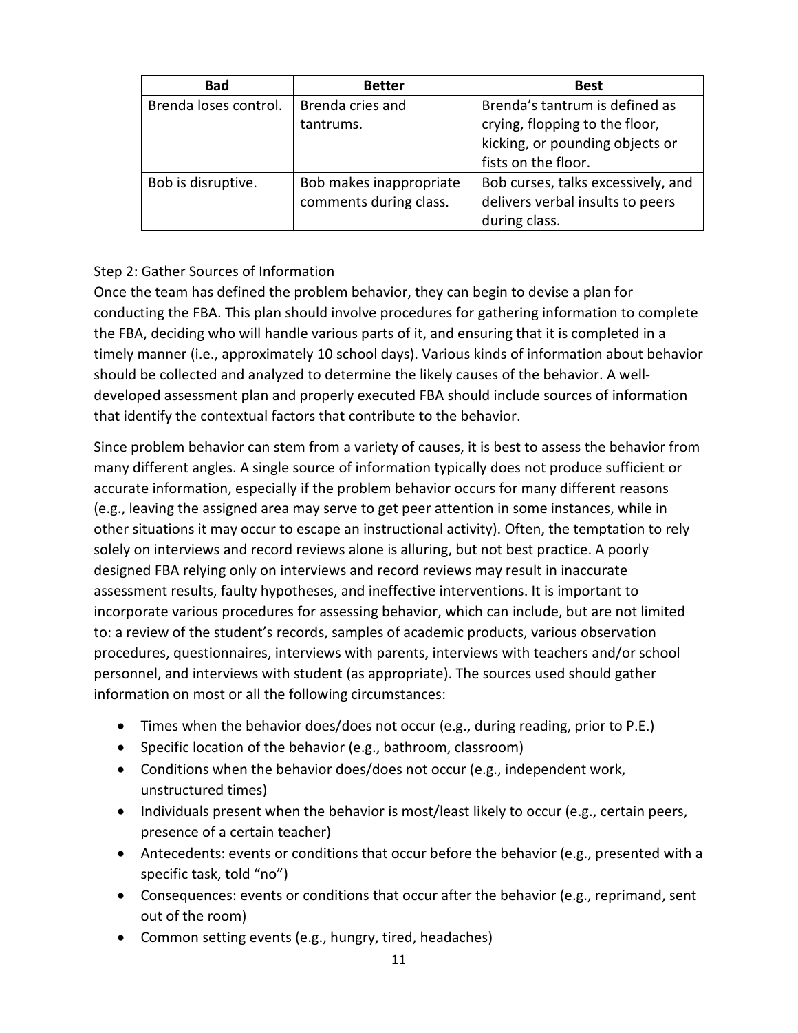| Bad | Better | Best |
|---|---|---|
| Brenda loses control. | Brenda cries and tantrums. | Brenda's tantrum is defined as crying, flopping to the floor, kicking, or pounding objects or fists on the floor. |
| Bob is disruptive. | Bob makes inappropriate comments during class. | Bob curses, talks excessively, and delivers verbal insults to peers during class. |

### Step 2: Gather Sources of Information

Once the team has defined the problem behavior, they can begin to devise a plan for conducting the FBA. This plan should involve procedures for gathering information to complete the FBA, deciding who will handle various parts of it, and ensuring that it is completed in a timely manner (i.e., approximately 10 school days). Various kinds of information about behavior should be collected and analyzed to determine the likely causes of the behavior. A well-developed assessment plan and properly executed FBA should include sources of information that identify the contextual factors that contribute to the behavior.

Since problem behavior can stem from a variety of causes, it is best to assess the behavior from many different angles. A single source of information typically does not produce sufficient or accurate information, especially if the problem behavior occurs for many different reasons (e.g., leaving the assigned area may serve to get peer attention in some instances, while in other situations it may occur to escape an instructional activity). Often, the temptation to rely solely on interviews and record reviews alone is alluring, but not best practice. A poorly designed FBA relying only on interviews and record reviews may result in inaccurate assessment results, faulty hypotheses, and ineffective interventions. It is important to incorporate various procedures for assessing behavior, which can include, but are not limited to: a review of the student's records, samples of academic products, various observation procedures, questionnaires, interviews with parents, interviews with teachers and/or school personnel, and interviews with student (as appropriate). The sources used should gather information on most or all the following circumstances:

- Times when the behavior does/does not occur (e.g., during reading, prior to P.E.)
- Specific location of the behavior (e.g., bathroom, classroom)
- Conditions when the behavior does/does not occur (e.g., independent work, unstructured times)
- Individuals present when the behavior is most/least likely to occur (e.g., certain peers, presence of a certain teacher)
- Antecedents: events or conditions that occur before the behavior (e.g., presented with a specific task, told "no")
- Consequences: events or conditions that occur after the behavior (e.g., reprimand, sent out of the room)
- Common setting events (e.g., hungry, tired, headaches)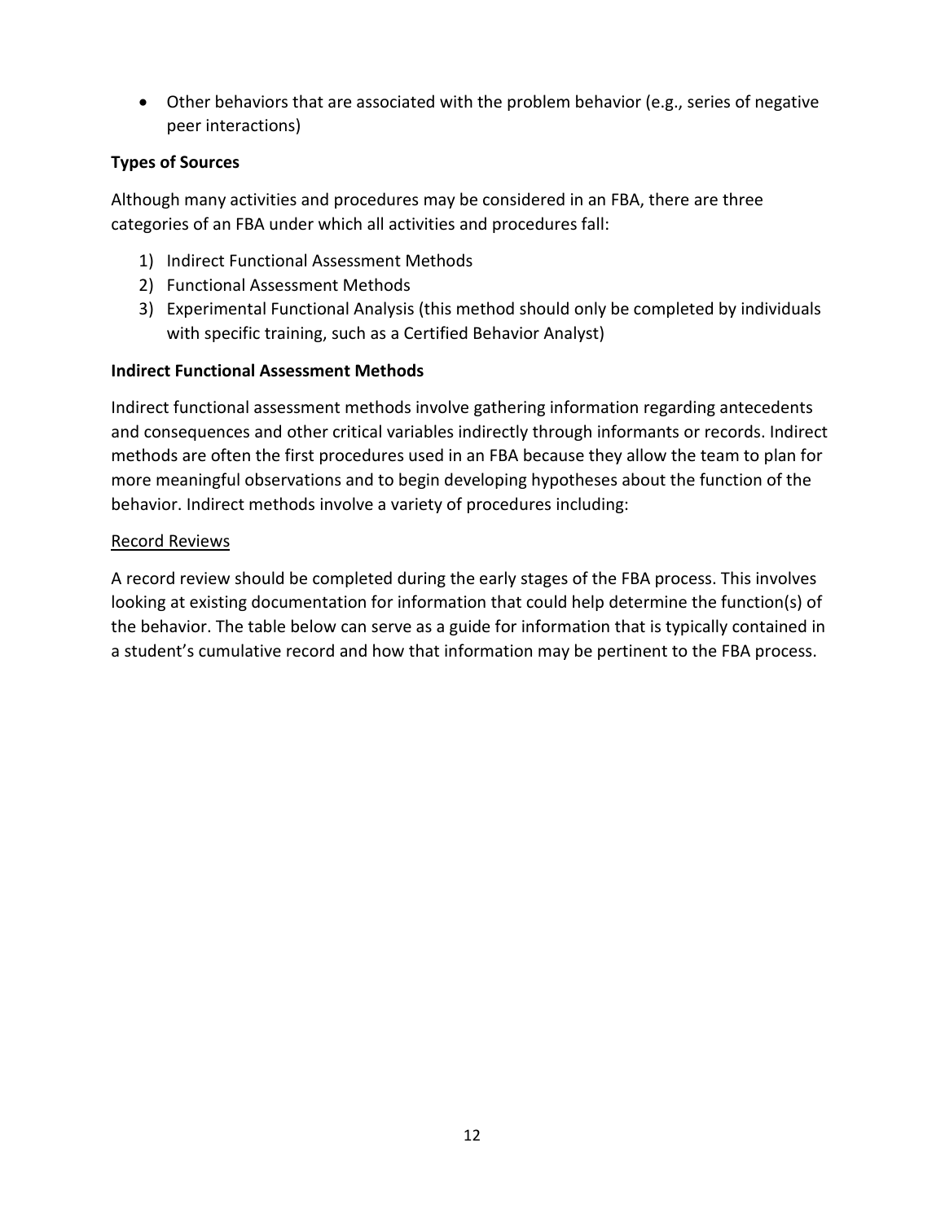- Other behaviors that are associated with the problem behavior (e.g., series of negative peer interactions)

**Types of Sources**

Although many activities and procedures may be considered in an FBA, there are three categories of an FBA under which all activities and procedures fall:

1) Indirect Functional Assessment Methods
2) Functional Assessment Methods
3) Experimental Functional Analysis (this method should only be completed by individuals with specific training, such as a Certified Behavior Analyst)

**Indirect Functional Assessment Methods**

Indirect functional assessment methods involve gathering information regarding antecedents and consequences and other critical variables indirectly through informants or records. Indirect methods are often the first procedures used in an FBA because they allow the team to plan for more meaningful observations and to begin developing hypotheses about the function of the behavior. Indirect methods involve a variety of procedures including:

<u>Record Reviews</u>

A record review should be completed during the early stages of the FBA process. This involves looking at existing documentation for information that could help determine the function(s) of the behavior. The table below can serve as a guide for information that is typically contained in a student's cumulative record and how that information may be pertinent to the FBA process.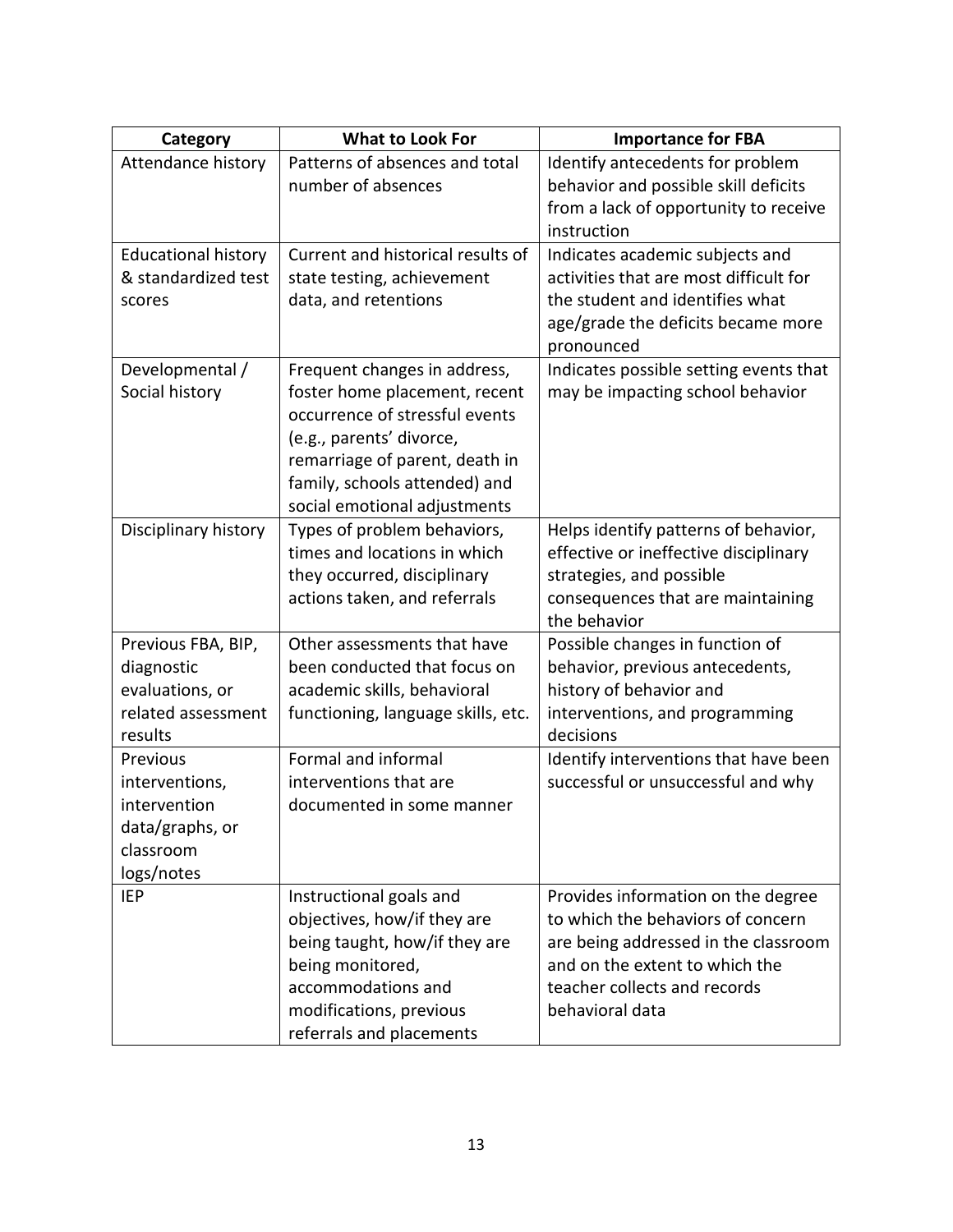| Category | What to Look For | Importance for FBA |
|---|---|---|
| Attendance history | Patterns of absences and total number of absences | Identify antecedents for problem behavior and possible skill deficits from a lack of opportunity to receive instruction |
| Educational history & standardized test scores | Current and historical results of state testing, achievement data, and retentions | Indicates academic subjects and activities that are most difficult for the student and identifies what age/grade the deficits became more pronounced |
| Developmental / Social history | Frequent changes in address, foster home placement, recent occurrence of stressful events (e.g., parents' divorce, remarriage of parent, death in family, schools attended) and social emotional adjustments | Indicates possible setting events that may be impacting school behavior |
| Disciplinary history | Types of problem behaviors, times and locations in which they occurred, disciplinary actions taken, and referrals | Helps identify patterns of behavior, effective or ineffective disciplinary strategies, and possible consequences that are maintaining the behavior |
| Previous FBA, BIP, diagnostic evaluations, or related assessment results | Other assessments that have been conducted that focus on academic skills, behavioral functioning, language skills, etc. | Possible changes in function of behavior, previous antecedents, history of behavior and interventions, and programming decisions |
| Previous interventions, intervention data/graphs, or classroom logs/notes | Formal and informal interventions that are documented in some manner | Identify interventions that have been successful or unsuccessful and why |
| IEP | Instructional goals and objectives, how/if they are being taught, how/if they are being monitored, accommodations and modifications, previous referrals and placements | Provides information on the degree to which the behaviors of concern are being addressed in the classroom and on the extent to which the teacher collects and records behavioral data |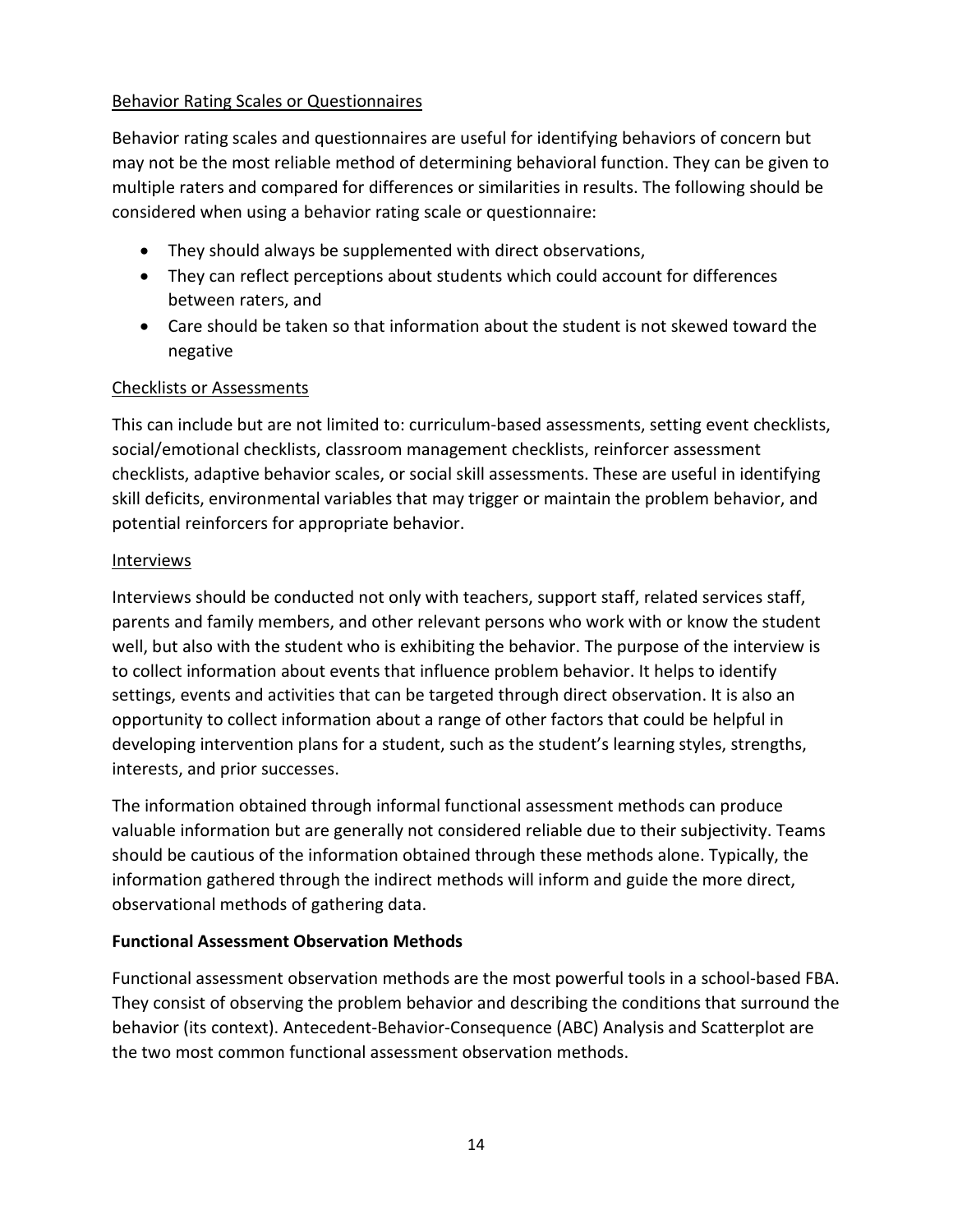Behavior Rating Scales or Questionnaires

Behavior rating scales and questionnaires are useful for identifying behaviors of concern but may not be the most reliable method of determining behavioral function. They can be given to multiple raters and compared for differences or similarities in results. The following should be considered when using a behavior rating scale or questionnaire:

- They should always be supplemented with direct observations,
- They can reflect perceptions about students which could account for differences between raters, and
- Care should be taken so that information about the student is not skewed toward the negative

Checklists or Assessments

This can include but are not limited to: curriculum-based assessments, setting event checklists, social/emotional checklists, classroom management checklists, reinforcer assessment checklists, adaptive behavior scales, or social skill assessments. These are useful in identifying skill deficits, environmental variables that may trigger or maintain the problem behavior, and potential reinforcers for appropriate behavior.

Interviews

Interviews should be conducted not only with teachers, support staff, related services staff, parents and family members, and other relevant persons who work with or know the student well, but also with the student who is exhibiting the behavior. The purpose of the interview is to collect information about events that influence problem behavior. It helps to identify settings, events and activities that can be targeted through direct observation. It is also an opportunity to collect information about a range of other factors that could be helpful in developing intervention plans for a student, such as the student's learning styles, strengths, interests, and prior successes.

The information obtained through informal functional assessment methods can produce valuable information but are generally not considered reliable due to their subjectivity. Teams should be cautious of the information obtained through these methods alone. Typically, the information gathered through the indirect methods will inform and guide the more direct, observational methods of gathering data.

**Functional Assessment Observation Methods**

Functional assessment observation methods are the most powerful tools in a school-based FBA. They consist of observing the problem behavior and describing the conditions that surround the behavior (its context). Antecedent-Behavior-Consequence (ABC) Analysis and Scatterplot are the two most common functional assessment observation methods.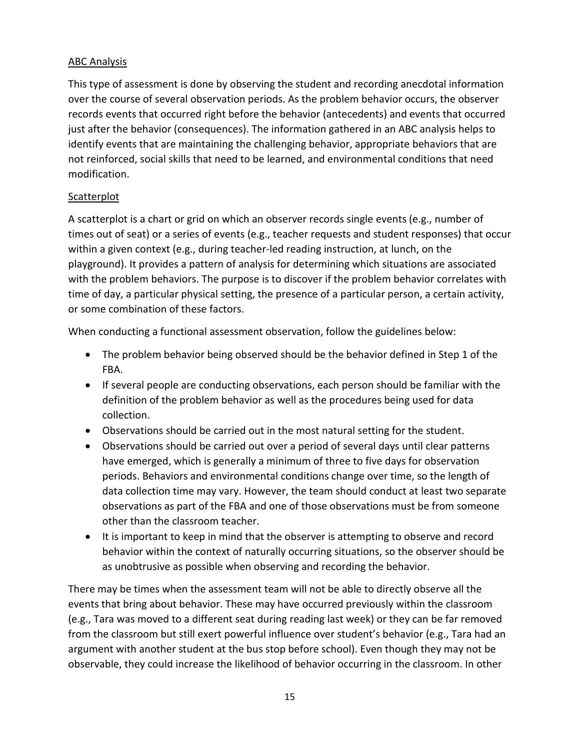<u>ABC Analysis</u>

This type of assessment is done by observing the student and recording anecdotal information over the course of several observation periods. As the problem behavior occurs, the observer records events that occurred right before the behavior (antecedents) and events that occurred just after the behavior (consequences). The information gathered in an ABC analysis helps to identify events that are maintaining the challenging behavior, appropriate behaviors that are not reinforced, social skills that need to be learned, and environmental conditions that need modification.

<u>Scatterplot</u>

A scatterplot is a chart or grid on which an observer records single events (e.g., number of times out of seat) or a series of events (e.g., teacher requests and student responses) that occur within a given context (e.g., during teacher-led reading instruction, at lunch, on the playground). It provides a pattern of analysis for determining which situations are associated with the problem behaviors. The purpose is to discover if the problem behavior correlates with time of day, a particular physical setting, the presence of a particular person, a certain activity, or some combination of these factors.

When conducting a functional assessment observation, follow the guidelines below:

- The problem behavior being observed should be the behavior defined in Step 1 of the FBA.
- If several people are conducting observations, each person should be familiar with the definition of the problem behavior as well as the procedures being used for data collection.
- Observations should be carried out in the most natural setting for the student.
- Observations should be carried out over a period of several days until clear patterns have emerged, which is generally a minimum of three to five days for observation periods. Behaviors and environmental conditions change over time, so the length of data collection time may vary. However, the team should conduct at least two separate observations as part of the FBA and one of those observations must be from someone other than the classroom teacher.
- It is important to keep in mind that the observer is attempting to observe and record behavior within the context of naturally occurring situations, so the observer should be as unobtrusive as possible when observing and recording the behavior.

There may be times when the assessment team will not be able to directly observe all the events that bring about behavior. These may have occurred previously within the classroom (e.g., Tara was moved to a different seat during reading last week) or they can be far removed from the classroom but still exert powerful influence over student's behavior (e.g., Tara had an argument with another student at the bus stop before school). Even though they may not be observable, they could increase the likelihood of behavior occurring in the classroom. In other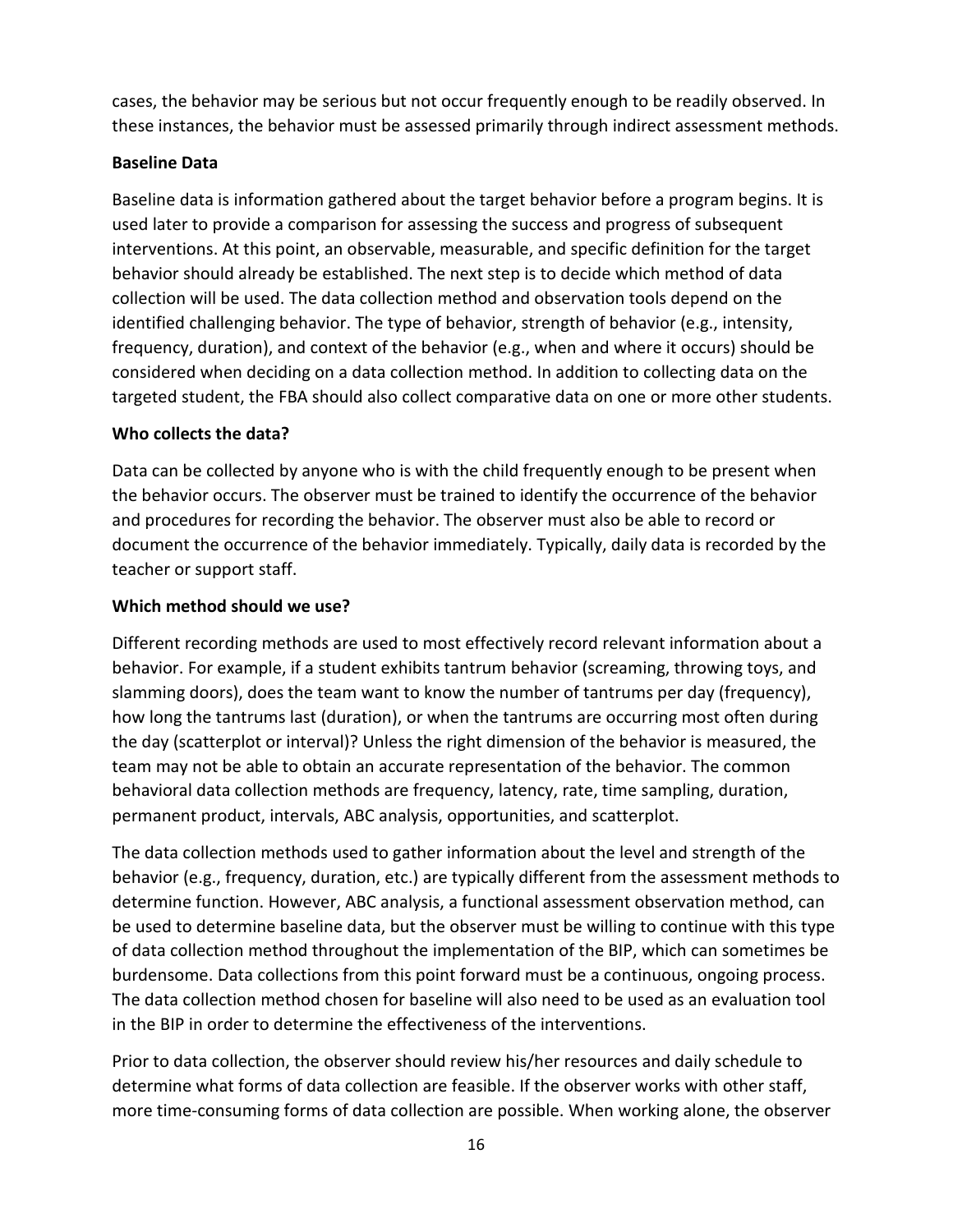cases, the behavior may be serious but not occur frequently enough to be readily observed. In these instances, the behavior must be assessed primarily through indirect assessment methods.

**Baseline Data**

Baseline data is information gathered about the target behavior before a program begins. It is used later to provide a comparison for assessing the success and progress of subsequent interventions. At this point, an observable, measurable, and specific definition for the target behavior should already be established. The next step is to decide which method of data collection will be used. The data collection method and observation tools depend on the identified challenging behavior. The type of behavior, strength of behavior (e.g., intensity, frequency, duration), and context of the behavior (e.g., when and where it occurs) should be considered when deciding on a data collection method. In addition to collecting data on the targeted student, the FBA should also collect comparative data on one or more other students.

**Who collects the data?**

Data can be collected by anyone who is with the child frequently enough to be present when the behavior occurs. The observer must be trained to identify the occurrence of the behavior and procedures for recording the behavior. The observer must also be able to record or document the occurrence of the behavior immediately. Typically, daily data is recorded by the teacher or support staff.

**Which method should we use?**

Different recording methods are used to most effectively record relevant information about a behavior. For example, if a student exhibits tantrum behavior (screaming, throwing toys, and slamming doors), does the team want to know the number of tantrums per day (frequency), how long the tantrums last (duration), or when the tantrums are occurring most often during the day (scatterplot or interval)? Unless the right dimension of the behavior is measured, the team may not be able to obtain an accurate representation of the behavior. The common behavioral data collection methods are frequency, latency, rate, time sampling, duration, permanent product, intervals, ABC analysis, opportunities, and scatterplot.

The data collection methods used to gather information about the level and strength of the behavior (e.g., frequency, duration, etc.) are typically different from the assessment methods to determine function. However, ABC analysis, a functional assessment observation method, can be used to determine baseline data, but the observer must be willing to continue with this type of data collection method throughout the implementation of the BIP, which can sometimes be burdensome. Data collections from this point forward must be a continuous, ongoing process. The data collection method chosen for baseline will also need to be used as an evaluation tool in the BIP in order to determine the effectiveness of the interventions.

Prior to data collection, the observer should review his/her resources and daily schedule to determine what forms of data collection are feasible. If the observer works with other staff, more time-consuming forms of data collection are possible. When working alone, the observer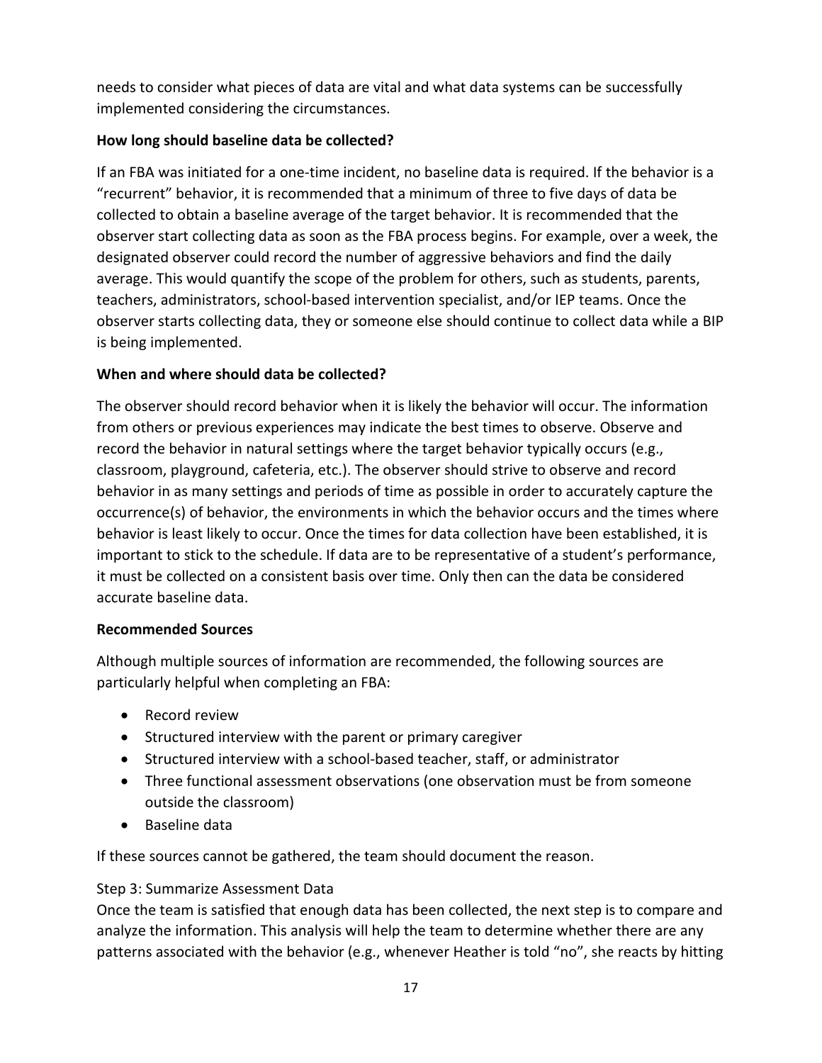needs to consider what pieces of data are vital and what data systems can be successfully implemented considering the circumstances.

**How long should baseline data be collected?**

If an FBA was initiated for a one-time incident, no baseline data is required. If the behavior is a "recurrent" behavior, it is recommended that a minimum of three to five days of data be collected to obtain a baseline average of the target behavior. It is recommended that the observer start collecting data as soon as the FBA process begins. For example, over a week, the designated observer could record the number of aggressive behaviors and find the daily average. This would quantify the scope of the problem for others, such as students, parents, teachers, administrators, school-based intervention specialist, and/or IEP teams. Once the observer starts collecting data, they or someone else should continue to collect data while a BIP is being implemented.

**When and where should data be collected?**

The observer should record behavior when it is likely the behavior will occur. The information from others or previous experiences may indicate the best times to observe. Observe and record the behavior in natural settings where the target behavior typically occurs (e.g., classroom, playground, cafeteria, etc.). The observer should strive to observe and record behavior in as many settings and periods of time as possible in order to accurately capture the occurrence(s) of behavior, the environments in which the behavior occurs and the times where behavior is least likely to occur. Once the times for data collection have been established, it is important to stick to the schedule. If data are to be representative of a student's performance, it must be collected on a consistent basis over time. Only then can the data be considered accurate baseline data.

**Recommended Sources**

Although multiple sources of information are recommended, the following sources are particularly helpful when completing an FBA:

- Record review
- Structured interview with the parent or primary caregiver
- Structured interview with a school-based teacher, staff, or administrator
- Three functional assessment observations (one observation must be from someone outside the classroom)
- Baseline data

If these sources cannot be gathered, the team should document the reason.

### Step 3: Summarize Assessment Data

Once the team is satisfied that enough data has been collected, the next step is to compare and analyze the information. This analysis will help the team to determine whether there are any patterns associated with the behavior (e.g., whenever Heather is told "no", she reacts by hitting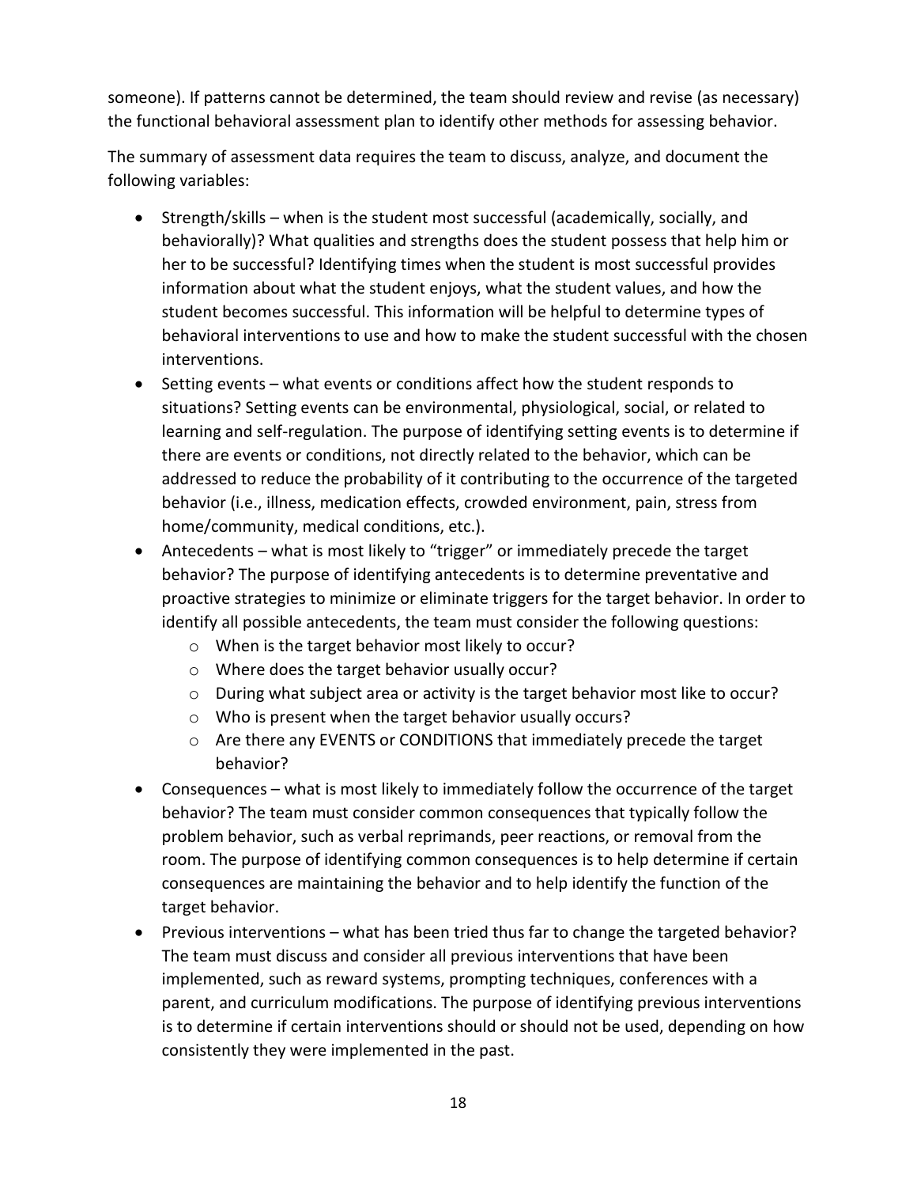someone). If patterns cannot be determined, the team should review and revise (as necessary) the functional behavioral assessment plan to identify other methods for assessing behavior.

The summary of assessment data requires the team to discuss, analyze, and document the following variables:

- Strength/skills – when is the student most successful (academically, socially, and behaviorally)? What qualities and strengths does the student possess that help him or her to be successful? Identifying times when the student is most successful provides information about what the student enjoys, what the student values, and how the student becomes successful. This information will be helpful to determine types of behavioral interventions to use and how to make the student successful with the chosen interventions.
- Setting events – what events or conditions affect how the student responds to situations? Setting events can be environmental, physiological, social, or related to learning and self-regulation. The purpose of identifying setting events is to determine if there are events or conditions, not directly related to the behavior, which can be addressed to reduce the probability of it contributing to the occurrence of the targeted behavior (i.e., illness, medication effects, crowded environment, pain, stress from home/community, medical conditions, etc.).
- Antecedents – what is most likely to "trigger" or immediately precede the target behavior? The purpose of identifying antecedents is to determine preventative and proactive strategies to minimize or eliminate triggers for the target behavior. In order to identify all possible antecedents, the team must consider the following questions:
  - When is the target behavior most likely to occur?
  - Where does the target behavior usually occur?
  - During what subject area or activity is the target behavior most like to occur?
  - Who is present when the target behavior usually occurs?
  - Are there any EVENTS or CONDITIONS that immediately precede the target behavior?
- Consequences – what is most likely to immediately follow the occurrence of the target behavior? The team must consider common consequences that typically follow the problem behavior, such as verbal reprimands, peer reactions, or removal from the room. The purpose of identifying common consequences is to help determine if certain consequences are maintaining the behavior and to help identify the function of the target behavior.
- Previous interventions – what has been tried thus far to change the targeted behavior? The team must discuss and consider all previous interventions that have been implemented, such as reward systems, prompting techniques, conferences with a parent, and curriculum modifications. The purpose of identifying previous interventions is to determine if certain interventions should or should not be used, depending on how consistently they were implemented in the past.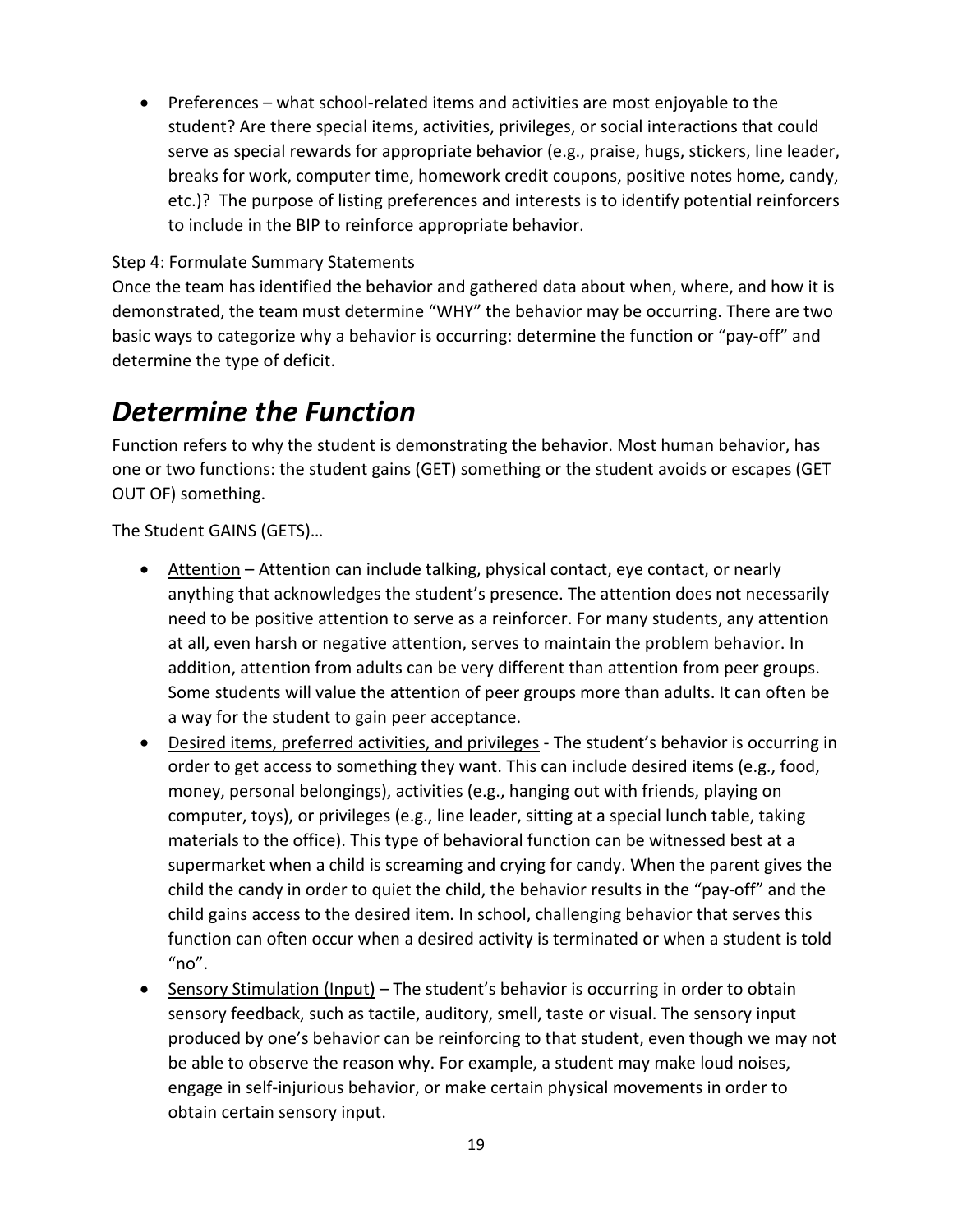- Preferences – what school-related items and activities are most enjoyable to the student? Are there special items, activities, privileges, or social interactions that could serve as special rewards for appropriate behavior (e.g., praise, hugs, stickers, line leader, breaks for work, computer time, homework credit coupons, positive notes home, candy, etc.)? The purpose of listing preferences and interests is to identify potential reinforcers to include in the BIP to reinforce appropriate behavior.

Step 4: Formulate Summary Statements

Once the team has identified the behavior and gathered data about when, where, and how it is demonstrated, the team must determine "WHY" the behavior may be occurring. There are two basic ways to categorize why a behavior is occurring: determine the function or "pay-off" and determine the type of deficit.

# *Determine the Function*

Function refers to why the student is demonstrating the behavior. Most human behavior, has one or two functions: the student gains (GET) something or the student avoids or escapes (GET OUT OF) something.

The Student GAINS (GETS)…

- <u>Attention</u> – Attention can include talking, physical contact, eye contact, or nearly anything that acknowledges the student's presence. The attention does not necessarily need to be positive attention to serve as a reinforcer. For many students, any attention at all, even harsh or negative attention, serves to maintain the problem behavior. In addition, attention from adults can be very different than attention from peer groups. Some students will value the attention of peer groups more than adults. It can often be a way for the student to gain peer acceptance.
- <u>Desired items, preferred activities, and privileges</u> - The student's behavior is occurring in order to get access to something they want. This can include desired items (e.g., food, money, personal belongings), activities (e.g., hanging out with friends, playing on computer, toys), or privileges (e.g., line leader, sitting at a special lunch table, taking materials to the office). This type of behavioral function can be witnessed best at a supermarket when a child is screaming and crying for candy. When the parent gives the child the candy in order to quiet the child, the behavior results in the "pay-off" and the child gains access to the desired item. In school, challenging behavior that serves this function can often occur when a desired activity is terminated or when a student is told "no".
- <u>Sensory Stimulation (Input)</u> – The student's behavior is occurring in order to obtain sensory feedback, such as tactile, auditory, smell, taste or visual. The sensory input produced by one's behavior can be reinforcing to that student, even though we may not be able to observe the reason why. For example, a student may make loud noises, engage in self-injurious behavior, or make certain physical movements in order to obtain certain sensory input.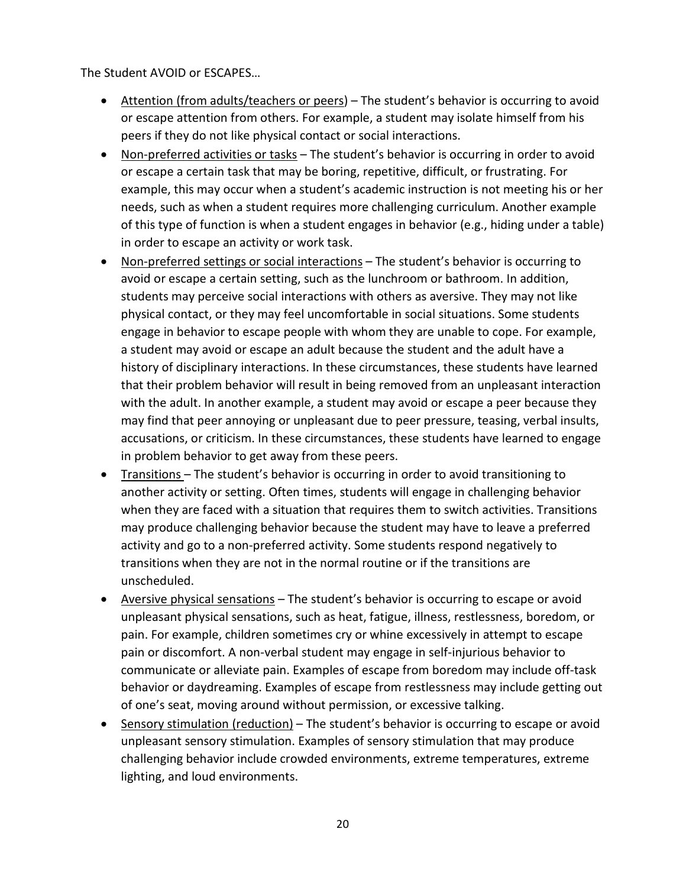The Student AVOID or ESCAPES…

- Attention (from adults/teachers or peers) – The student's behavior is occurring to avoid or escape attention from others. For example, a student may isolate himself from his peers if they do not like physical contact or social interactions.
- Non-preferred activities or tasks – The student's behavior is occurring in order to avoid or escape a certain task that may be boring, repetitive, difficult, or frustrating. For example, this may occur when a student's academic instruction is not meeting his or her needs, such as when a student requires more challenging curriculum. Another example of this type of function is when a student engages in behavior (e.g., hiding under a table) in order to escape an activity or work task.
- Non-preferred settings or social interactions – The student's behavior is occurring to avoid or escape a certain setting, such as the lunchroom or bathroom. In addition, students may perceive social interactions with others as aversive. They may not like physical contact, or they may feel uncomfortable in social situations. Some students engage in behavior to escape people with whom they are unable to cope. For example, a student may avoid or escape an adult because the student and the adult have a history of disciplinary interactions. In these circumstances, these students have learned that their problem behavior will result in being removed from an unpleasant interaction with the adult. In another example, a student may avoid or escape a peer because they may find that peer annoying or unpleasant due to peer pressure, teasing, verbal insults, accusations, or criticism. In these circumstances, these students have learned to engage in problem behavior to get away from these peers.
- Transitions – The student's behavior is occurring in order to avoid transitioning to another activity or setting. Often times, students will engage in challenging behavior when they are faced with a situation that requires them to switch activities. Transitions may produce challenging behavior because the student may have to leave a preferred activity and go to a non-preferred activity. Some students respond negatively to transitions when they are not in the normal routine or if the transitions are unscheduled.
- Aversive physical sensations – The student's behavior is occurring to escape or avoid unpleasant physical sensations, such as heat, fatigue, illness, restlessness, boredom, or pain. For example, children sometimes cry or whine excessively in attempt to escape pain or discomfort. A non-verbal student may engage in self-injurious behavior to communicate or alleviate pain. Examples of escape from boredom may include off-task behavior or daydreaming. Examples of escape from restlessness may include getting out of one's seat, moving around without permission, or excessive talking.
- Sensory stimulation (reduction) – The student's behavior is occurring to escape or avoid unpleasant sensory stimulation. Examples of sensory stimulation that may produce challenging behavior include crowded environments, extreme temperatures, extreme lighting, and loud environments.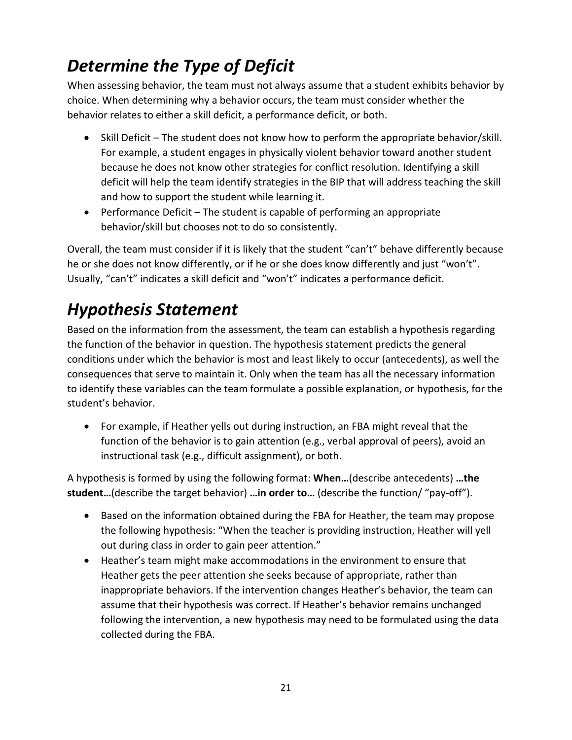# *Determine the Type of Deficit*

When assessing behavior, the team must not always assume that a student exhibits behavior by choice. When determining why a behavior occurs, the team must consider whether the behavior relates to either a skill deficit, a performance deficit, or both.

- Skill Deficit – The student does not know how to perform the appropriate behavior/skill. For example, a student engages in physically violent behavior toward another student because he does not know other strategies for conflict resolution. Identifying a skill deficit will help the team identify strategies in the BIP that will address teaching the skill and how to support the student while learning it.
- Performance Deficit – The student is capable of performing an appropriate behavior/skill but chooses not to do so consistently.

Overall, the team must consider if it is likely that the student "can't" behave differently because he or she does not know differently, or if he or she does know differently and just "won't". Usually, "can't" indicates a skill deficit and "won't" indicates a performance deficit.

# *Hypothesis Statement*

Based on the information from the assessment, the team can establish a hypothesis regarding the function of the behavior in question. The hypothesis statement predicts the general conditions under which the behavior is most and least likely to occur (antecedents), as well the consequences that serve to maintain it. Only when the team has all the necessary information to identify these variables can the team formulate a possible explanation, or hypothesis, for the student's behavior.

- For example, if Heather yells out during instruction, an FBA might reveal that the function of the behavior is to gain attention (e.g., verbal approval of peers), avoid an instructional task (e.g., difficult assignment), or both.

A hypothesis is formed by using the following format: **When…**(describe antecedents) **…the student…**(describe the target behavior) **…in order to…** (describe the function/ "pay-off").

- Based on the information obtained during the FBA for Heather, the team may propose the following hypothesis: "When the teacher is providing instruction, Heather will yell out during class in order to gain peer attention."
- Heather's team might make accommodations in the environment to ensure that Heather gets the peer attention she seeks because of appropriate, rather than inappropriate behaviors. If the intervention changes Heather's behavior, the team can assume that their hypothesis was correct. If Heather's behavior remains unchanged following the intervention, a new hypothesis may need to be formulated using the data collected during the FBA.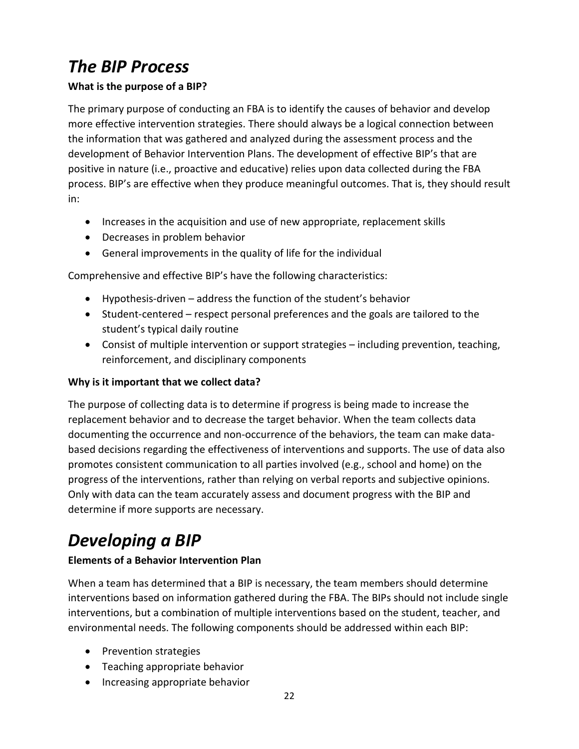# *The BIP Process*

**What is the purpose of a BIP?**

The primary purpose of conducting an FBA is to identify the causes of behavior and develop more effective intervention strategies. There should always be a logical connection between the information that was gathered and analyzed during the assessment process and the development of Behavior Intervention Plans. The development of effective BIP's that are positive in nature (i.e., proactive and educative) relies upon data collected during the FBA process. BIP's are effective when they produce meaningful outcomes. That is, they should result in:

- Increases in the acquisition and use of new appropriate, replacement skills
- Decreases in problem behavior
- General improvements in the quality of life for the individual

Comprehensive and effective BIP's have the following characteristics:

- Hypothesis-driven – address the function of the student's behavior
- Student-centered – respect personal preferences and the goals are tailored to the student's typical daily routine
- Consist of multiple intervention or support strategies – including prevention, teaching, reinforcement, and disciplinary components

**Why is it important that we collect data?**

The purpose of collecting data is to determine if progress is being made to increase the replacement behavior and to decrease the target behavior. When the team collects data documenting the occurrence and non-occurrence of the behaviors, the team can make data-based decisions regarding the effectiveness of interventions and supports. The use of data also promotes consistent communication to all parties involved (e.g., school and home) on the progress of the interventions, rather than relying on verbal reports and subjective opinions. Only with data can the team accurately assess and document progress with the BIP and determine if more supports are necessary.

# *Developing a BIP*

**Elements of a Behavior Intervention Plan**

When a team has determined that a BIP is necessary, the team members should determine interventions based on information gathered during the FBA. The BIPs should not include single interventions, but a combination of multiple interventions based on the student, teacher, and environmental needs. The following components should be addressed within each BIP:

- Prevention strategies
- Teaching appropriate behavior
- Increasing appropriate behavior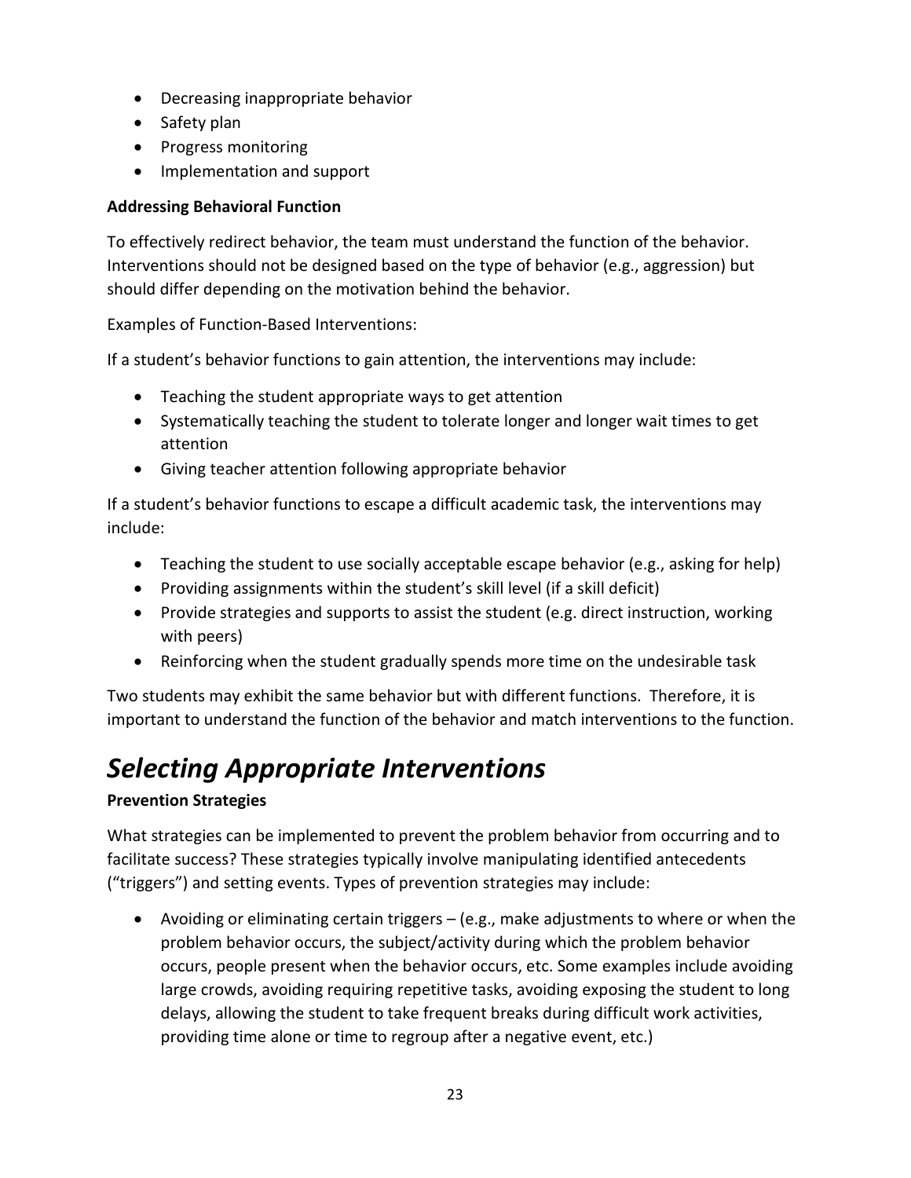- Decreasing inappropriate behavior
- Safety plan
- Progress monitoring
- Implementation and support

**Addressing Behavioral Function**

To effectively redirect behavior, the team must understand the function of the behavior. Interventions should not be designed based on the type of behavior (e.g., aggression) but should differ depending on the motivation behind the behavior.

Examples of Function-Based Interventions:

If a student's behavior functions to gain attention, the interventions may include:

- Teaching the student appropriate ways to get attention
- Systematically teaching the student to tolerate longer and longer wait times to get attention
- Giving teacher attention following appropriate behavior

If a student's behavior functions to escape a difficult academic task, the interventions may include:

- Teaching the student to use socially acceptable escape behavior (e.g., asking for help)
- Providing assignments within the student's skill level (if a skill deficit)
- Provide strategies and supports to assist the student (e.g. direct instruction, working with peers)
- Reinforcing when the student gradually spends more time on the undesirable task

Two students may exhibit the same behavior but with different functions. Therefore, it is important to understand the function of the behavior and match interventions to the function.

# *Selecting Appropriate Interventions*

**Prevention Strategies**

What strategies can be implemented to prevent the problem behavior from occurring and to facilitate success? These strategies typically involve manipulating identified antecedents ("triggers") and setting events. Types of prevention strategies may include:

- Avoiding or eliminating certain triggers – (e.g., make adjustments to where or when the problem behavior occurs, the subject/activity during which the problem behavior occurs, people present when the behavior occurs, etc. Some examples include avoiding large crowds, avoiding requiring repetitive tasks, avoiding exposing the student to long delays, allowing the student to take frequent breaks during difficult work activities, providing time alone or time to regroup after a negative event, etc.)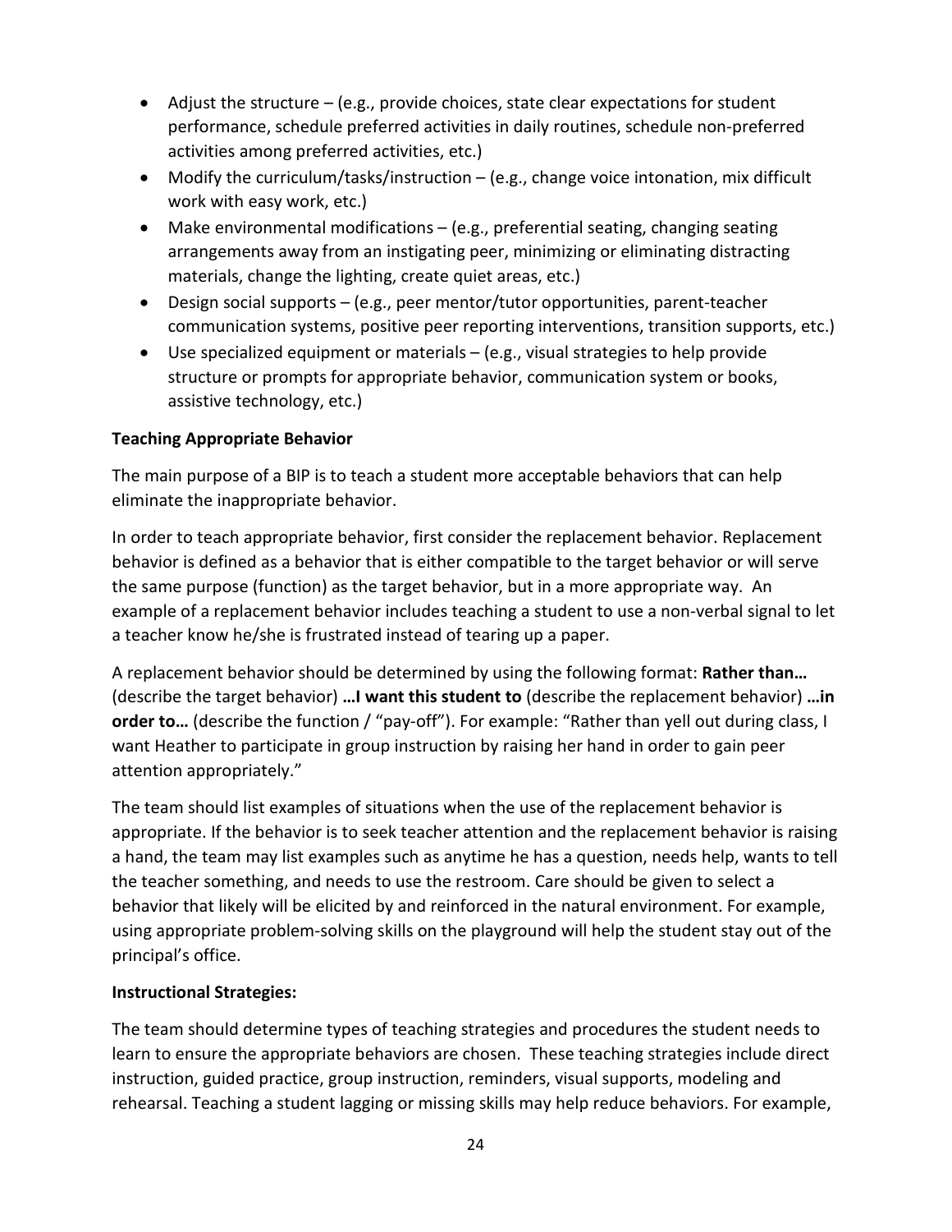- Adjust the structure – (e.g., provide choices, state clear expectations for student performance, schedule preferred activities in daily routines, schedule non-preferred activities among preferred activities, etc.)
- Modify the curriculum/tasks/instruction – (e.g., change voice intonation, mix difficult work with easy work, etc.)
- Make environmental modifications – (e.g., preferential seating, changing seating arrangements away from an instigating peer, minimizing or eliminating distracting materials, change the lighting, create quiet areas, etc.)
- Design social supports – (e.g., peer mentor/tutor opportunities, parent-teacher communication systems, positive peer reporting interventions, transition supports, etc.)
- Use specialized equipment or materials – (e.g., visual strategies to help provide structure or prompts for appropriate behavior, communication system or books, assistive technology, etc.)

**Teaching Appropriate Behavior**

The main purpose of a BIP is to teach a student more acceptable behaviors that can help eliminate the inappropriate behavior.

In order to teach appropriate behavior, first consider the replacement behavior. Replacement behavior is defined as a behavior that is either compatible to the target behavior or will serve the same purpose (function) as the target behavior, but in a more appropriate way. An example of a replacement behavior includes teaching a student to use a non-verbal signal to let a teacher know he/she is frustrated instead of tearing up a paper.

A replacement behavior should be determined by using the following format: **Rather than…** (describe the target behavior) **…I want this student to** (describe the replacement behavior) **…in order to…** (describe the function / "pay-off"). For example: "Rather than yell out during class, I want Heather to participate in group instruction by raising her hand in order to gain peer attention appropriately."

The team should list examples of situations when the use of the replacement behavior is appropriate. If the behavior is to seek teacher attention and the replacement behavior is raising a hand, the team may list examples such as anytime he has a question, needs help, wants to tell the teacher something, and needs to use the restroom. Care should be given to select a behavior that likely will be elicited by and reinforced in the natural environment. For example, using appropriate problem-solving skills on the playground will help the student stay out of the principal's office.

**Instructional Strategies:**

The team should determine types of teaching strategies and procedures the student needs to learn to ensure the appropriate behaviors are chosen. These teaching strategies include direct instruction, guided practice, group instruction, reminders, visual supports, modeling and rehearsal. Teaching a student lagging or missing skills may help reduce behaviors. For example,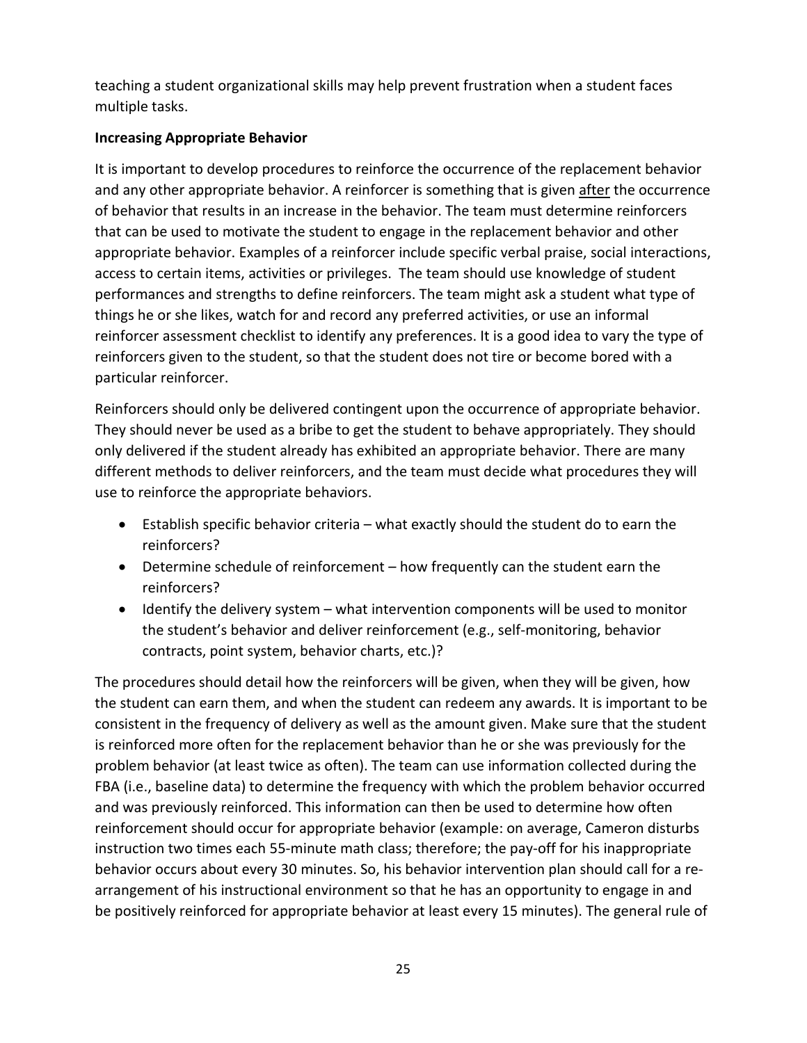teaching a student organizational skills may help prevent frustration when a student faces multiple tasks.

**Increasing Appropriate Behavior**

It is important to develop procedures to reinforce the occurrence of the replacement behavior and any other appropriate behavior. A reinforcer is something that is given <u>after</u> the occurrence of behavior that results in an increase in the behavior. The team must determine reinforcers that can be used to motivate the student to engage in the replacement behavior and other appropriate behavior. Examples of a reinforcer include specific verbal praise, social interactions, access to certain items, activities or privileges. The team should use knowledge of student performances and strengths to define reinforcers. The team might ask a student what type of things he or she likes, watch for and record any preferred activities, or use an informal reinforcer assessment checklist to identify any preferences. It is a good idea to vary the type of reinforcers given to the student, so that the student does not tire or become bored with a particular reinforcer.

Reinforcers should only be delivered contingent upon the occurrence of appropriate behavior. They should never be used as a bribe to get the student to behave appropriately. They should only delivered if the student already has exhibited an appropriate behavior. There are many different methods to deliver reinforcers, and the team must decide what procedures they will use to reinforce the appropriate behaviors.

- Establish specific behavior criteria – what exactly should the student do to earn the reinforcers?
- Determine schedule of reinforcement – how frequently can the student earn the reinforcers?
- Identify the delivery system – what intervention components will be used to monitor the student's behavior and deliver reinforcement (e.g., self-monitoring, behavior contracts, point system, behavior charts, etc.)?

The procedures should detail how the reinforcers will be given, when they will be given, how the student can earn them, and when the student can redeem any awards. It is important to be consistent in the frequency of delivery as well as the amount given. Make sure that the student is reinforced more often for the replacement behavior than he or she was previously for the problem behavior (at least twice as often). The team can use information collected during the FBA (i.e., baseline data) to determine the frequency with which the problem behavior occurred and was previously reinforced. This information can then be used to determine how often reinforcement should occur for appropriate behavior (example: on average, Cameron disturbs instruction two times each 55-minute math class; therefore; the pay-off for his inappropriate behavior occurs about every 30 minutes. So, his behavior intervention plan should call for a re-arrangement of his instructional environment so that he has an opportunity to engage in and be positively reinforced for appropriate behavior at least every 15 minutes). The general rule of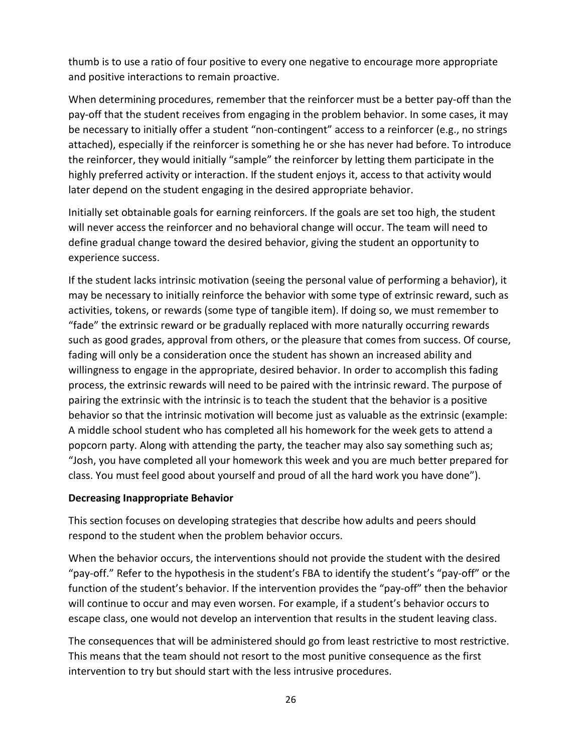thumb is to use a ratio of four positive to every one negative to encourage more appropriate and positive interactions to remain proactive.

When determining procedures, remember that the reinforcer must be a better pay-off than the pay-off that the student receives from engaging in the problem behavior. In some cases, it may be necessary to initially offer a student "non-contingent" access to a reinforcer (e.g., no strings attached), especially if the reinforcer is something he or she has never had before. To introduce the reinforcer, they would initially "sample" the reinforcer by letting them participate in the highly preferred activity or interaction. If the student enjoys it, access to that activity would later depend on the student engaging in the desired appropriate behavior.

Initially set obtainable goals for earning reinforcers. If the goals are set too high, the student will never access the reinforcer and no behavioral change will occur. The team will need to define gradual change toward the desired behavior, giving the student an opportunity to experience success.

If the student lacks intrinsic motivation (seeing the personal value of performing a behavior), it may be necessary to initially reinforce the behavior with some type of extrinsic reward, such as activities, tokens, or rewards (some type of tangible item). If doing so, we must remember to "fade" the extrinsic reward or be gradually replaced with more naturally occurring rewards such as good grades, approval from others, or the pleasure that comes from success. Of course, fading will only be a consideration once the student has shown an increased ability and willingness to engage in the appropriate, desired behavior. In order to accomplish this fading process, the extrinsic rewards will need to be paired with the intrinsic reward. The purpose of pairing the extrinsic with the intrinsic is to teach the student that the behavior is a positive behavior so that the intrinsic motivation will become just as valuable as the extrinsic (example: A middle school student who has completed all his homework for the week gets to attend a popcorn party. Along with attending the party, the teacher may also say something such as; "Josh, you have completed all your homework this week and you are much better prepared for class. You must feel good about yourself and proud of all the hard work you have done").

**Decreasing Inappropriate Behavior**

This section focuses on developing strategies that describe how adults and peers should respond to the student when the problem behavior occurs.

When the behavior occurs, the interventions should not provide the student with the desired "pay-off." Refer to the hypothesis in the student's FBA to identify the student's "pay-off" or the function of the student's behavior. If the intervention provides the "pay-off" then the behavior will continue to occur and may even worsen. For example, if a student's behavior occurs to escape class, one would not develop an intervention that results in the student leaving class.

The consequences that will be administered should go from least restrictive to most restrictive. This means that the team should not resort to the most punitive consequence as the first intervention to try but should start with the less intrusive procedures.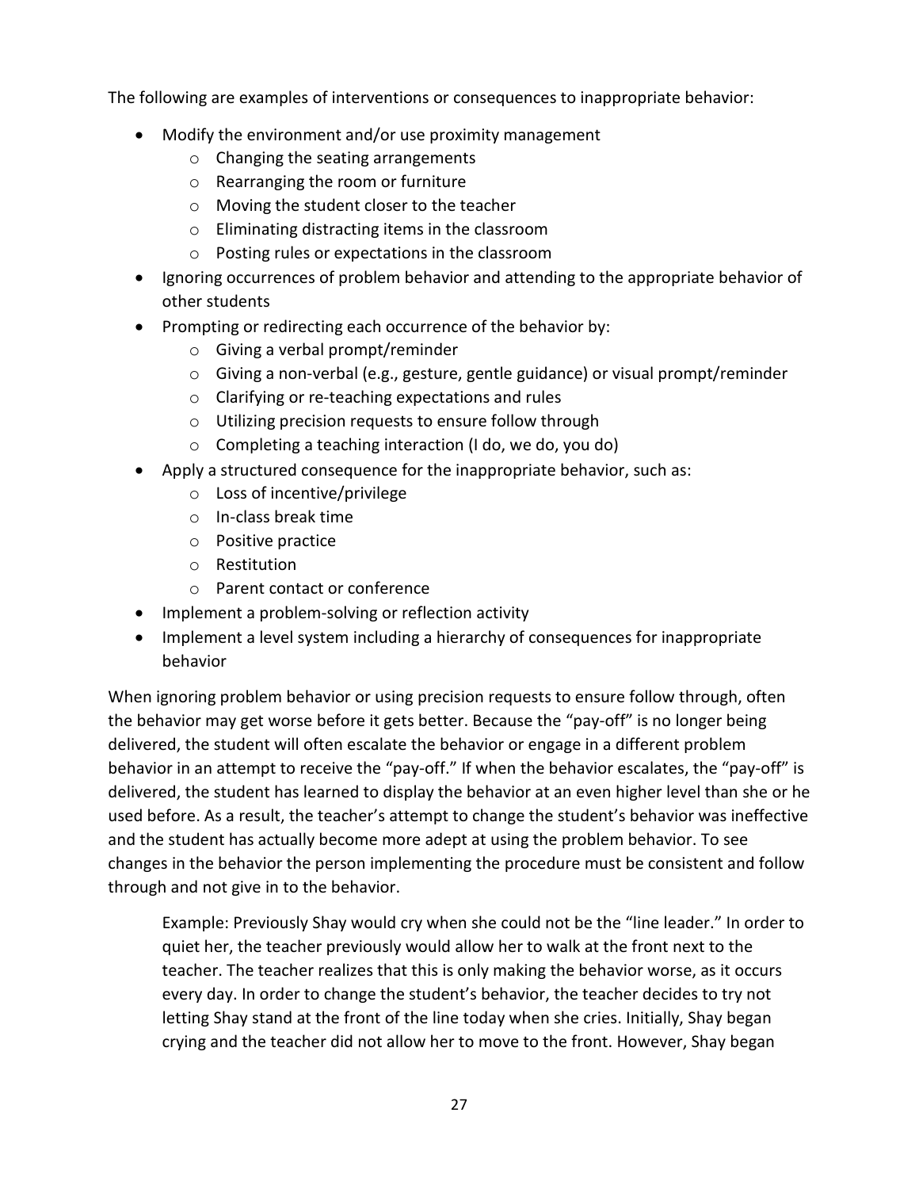The following are examples of interventions or consequences to inappropriate behavior:

- Modify the environment and/or use proximity management
  - Changing the seating arrangements
  - Rearranging the room or furniture
  - Moving the student closer to the teacher
  - Eliminating distracting items in the classroom
  - Posting rules or expectations in the classroom
- Ignoring occurrences of problem behavior and attending to the appropriate behavior of other students
- Prompting or redirecting each occurrence of the behavior by:
  - Giving a verbal prompt/reminder
  - Giving a non-verbal (e.g., gesture, gentle guidance) or visual prompt/reminder
  - Clarifying or re-teaching expectations and rules
  - Utilizing precision requests to ensure follow through
  - Completing a teaching interaction (I do, we do, you do)
- Apply a structured consequence for the inappropriate behavior, such as:
  - Loss of incentive/privilege
  - In-class break time
  - Positive practice
  - Restitution
  - Parent contact or conference
- Implement a problem-solving or reflection activity
- Implement a level system including a hierarchy of consequences for inappropriate behavior

When ignoring problem behavior or using precision requests to ensure follow through, often the behavior may get worse before it gets better. Because the "pay-off" is no longer being delivered, the student will often escalate the behavior or engage in a different problem behavior in an attempt to receive the "pay-off." If when the behavior escalates, the "pay-off" is delivered, the student has learned to display the behavior at an even higher level than she or he used before. As a result, the teacher's attempt to change the student's behavior was ineffective and the student has actually become more adept at using the problem behavior. To see changes in the behavior the person implementing the procedure must be consistent and follow through and not give in to the behavior.

> Example: Previously Shay would cry when she could not be the "line leader." In order to quiet her, the teacher previously would allow her to walk at the front next to the teacher. The teacher realizes that this is only making the behavior worse, as it occurs every day. In order to change the student's behavior, the teacher decides to try not letting Shay stand at the front of the line today when she cries. Initially, Shay began crying and the teacher did not allow her to move to the front. However, Shay began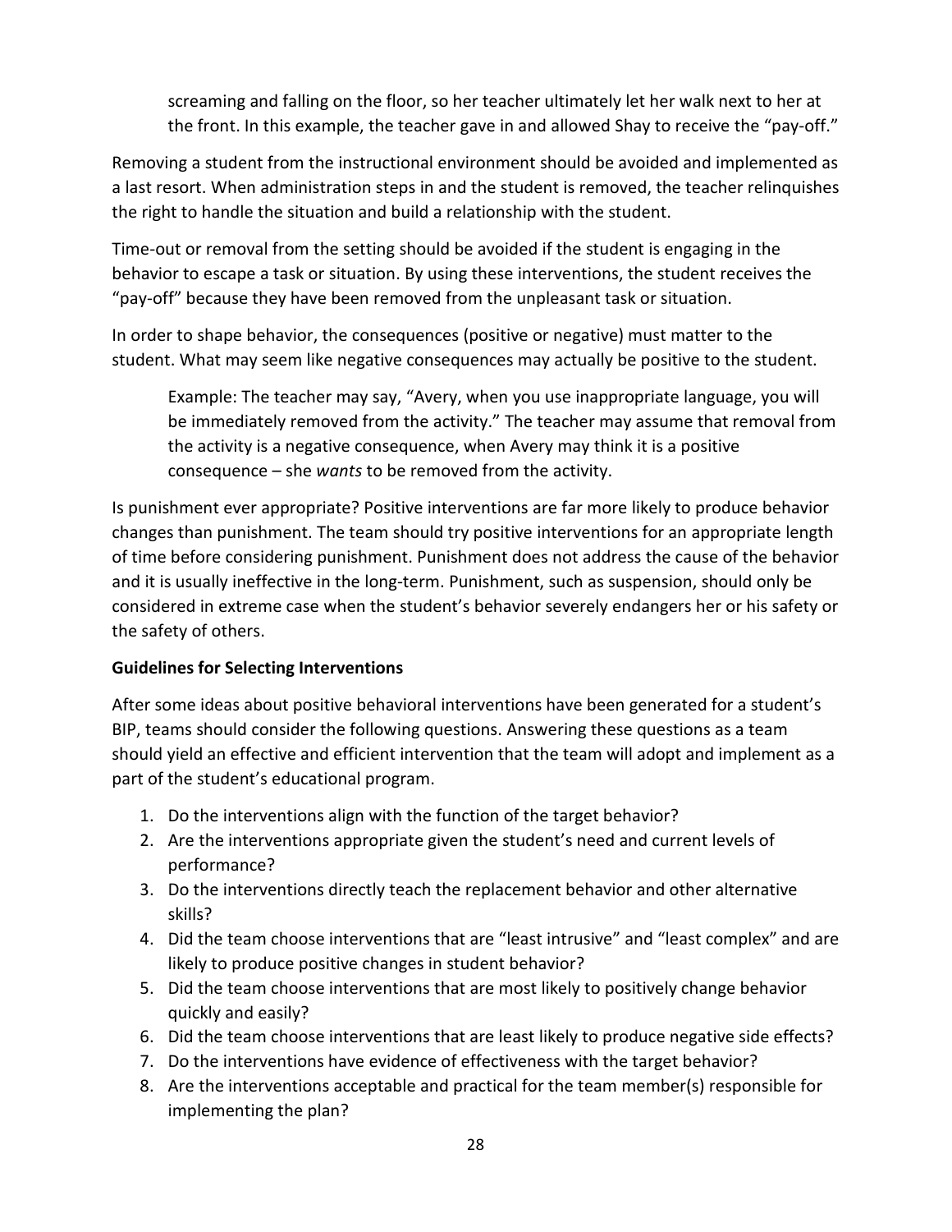screaming and falling on the floor, so her teacher ultimately let her walk next to her at the front. In this example, the teacher gave in and allowed Shay to receive the "pay-off."

Removing a student from the instructional environment should be avoided and implemented as a last resort. When administration steps in and the student is removed, the teacher relinquishes the right to handle the situation and build a relationship with the student.

Time-out or removal from the setting should be avoided if the student is engaging in the behavior to escape a task or situation. By using these interventions, the student receives the "pay-off" because they have been removed from the unpleasant task or situation.

In order to shape behavior, the consequences (positive or negative) must matter to the student. What may seem like negative consequences may actually be positive to the student.

> Example: The teacher may say, "Avery, when you use inappropriate language, you will be immediately removed from the activity." The teacher may assume that removal from the activity is a negative consequence, when Avery may think it is a positive consequence – she *wants* to be removed from the activity.

Is punishment ever appropriate? Positive interventions are far more likely to produce behavior changes than punishment. The team should try positive interventions for an appropriate length of time before considering punishment. Punishment does not address the cause of the behavior and it is usually ineffective in the long-term. Punishment, such as suspension, should only be considered in extreme case when the student's behavior severely endangers her or his safety or the safety of others.

**Guidelines for Selecting Interventions**

After some ideas about positive behavioral interventions have been generated for a student's BIP, teams should consider the following questions. Answering these questions as a team should yield an effective and efficient intervention that the team will adopt and implement as a part of the student's educational program.

1. Do the interventions align with the function of the target behavior?
2. Are the interventions appropriate given the student's need and current levels of performance?
3. Do the interventions directly teach the replacement behavior and other alternative skills?
4. Did the team choose interventions that are "least intrusive" and "least complex" and are likely to produce positive changes in student behavior?
5. Did the team choose interventions that are most likely to positively change behavior quickly and easily?
6. Did the team choose interventions that are least likely to produce negative side effects?
7. Do the interventions have evidence of effectiveness with the target behavior?
8. Are the interventions acceptable and practical for the team member(s) responsible for implementing the plan?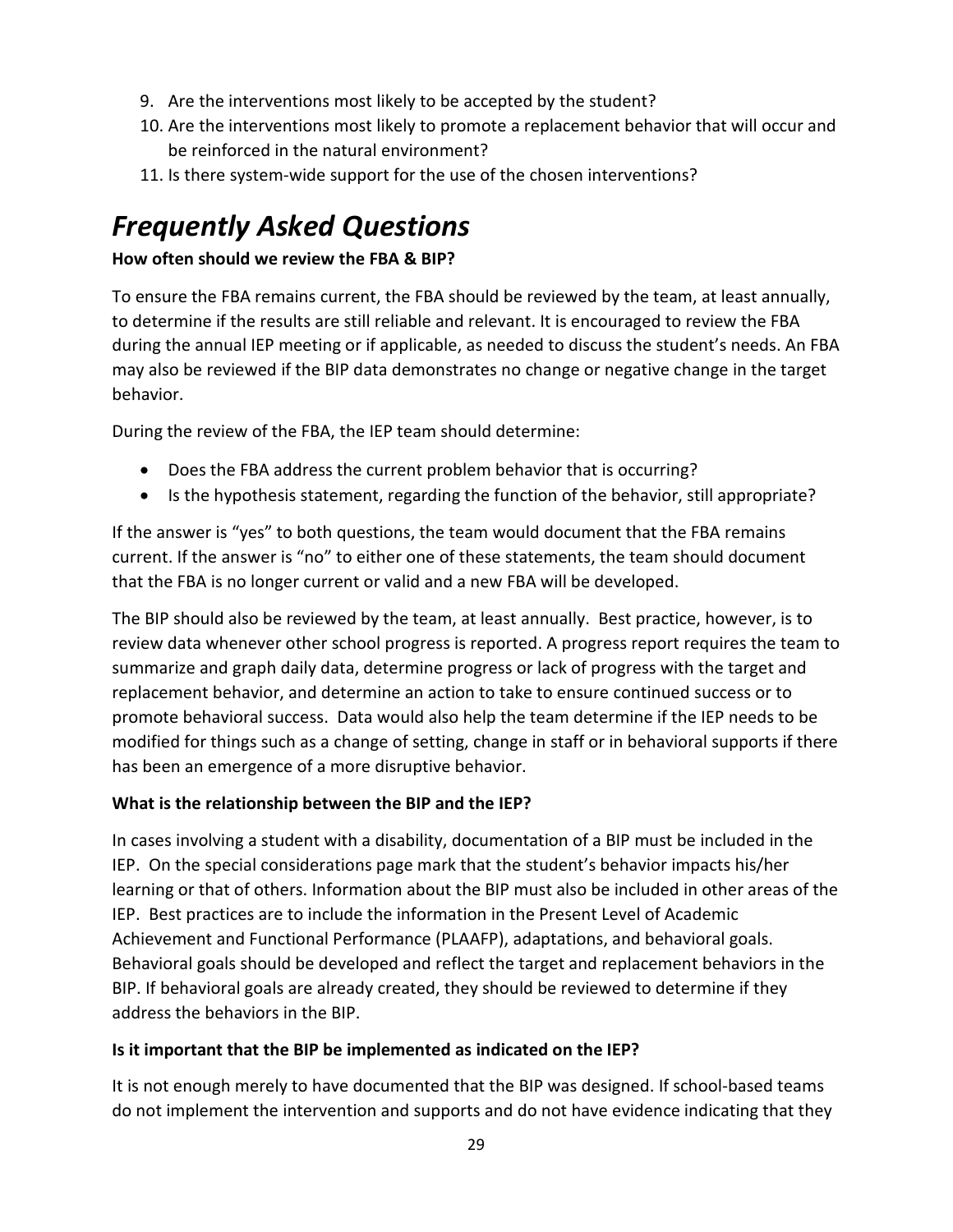9. Are the interventions most likely to be accepted by the student?
10. Are the interventions most likely to promote a replacement behavior that will occur and be reinforced in the natural environment?
11. Is there system-wide support for the use of the chosen interventions?

# *Frequently Asked Questions*

**How often should we review the FBA & BIP?**

To ensure the FBA remains current, the FBA should be reviewed by the team, at least annually, to determine if the results are still reliable and relevant. It is encouraged to review the FBA during the annual IEP meeting or if applicable, as needed to discuss the student's needs. An FBA may also be reviewed if the BIP data demonstrates no change or negative change in the target behavior.

During the review of the FBA, the IEP team should determine:

- Does the FBA address the current problem behavior that is occurring?
- Is the hypothesis statement, regarding the function of the behavior, still appropriate?

If the answer is "yes" to both questions, the team would document that the FBA remains current. If the answer is "no" to either one of these statements, the team should document that the FBA is no longer current or valid and a new FBA will be developed.

The BIP should also be reviewed by the team, at least annually. Best practice, however, is to review data whenever other school progress is reported. A progress report requires the team to summarize and graph daily data, determine progress or lack of progress with the target and replacement behavior, and determine an action to take to ensure continued success or to promote behavioral success. Data would also help the team determine if the IEP needs to be modified for things such as a change of setting, change in staff or in behavioral supports if there has been an emergence of a more disruptive behavior.

**What is the relationship between the BIP and the IEP?**

In cases involving a student with a disability, documentation of a BIP must be included in the IEP. On the special considerations page mark that the student's behavior impacts his/her learning or that of others. Information about the BIP must also be included in other areas of the IEP. Best practices are to include the information in the Present Level of Academic Achievement and Functional Performance (PLAAFP), adaptations, and behavioral goals. Behavioral goals should be developed and reflect the target and replacement behaviors in the BIP. If behavioral goals are already created, they should be reviewed to determine if they address the behaviors in the BIP.

**Is it important that the BIP be implemented as indicated on the IEP?**

It is not enough merely to have documented that the BIP was designed. If school-based teams do not implement the intervention and supports and do not have evidence indicating that they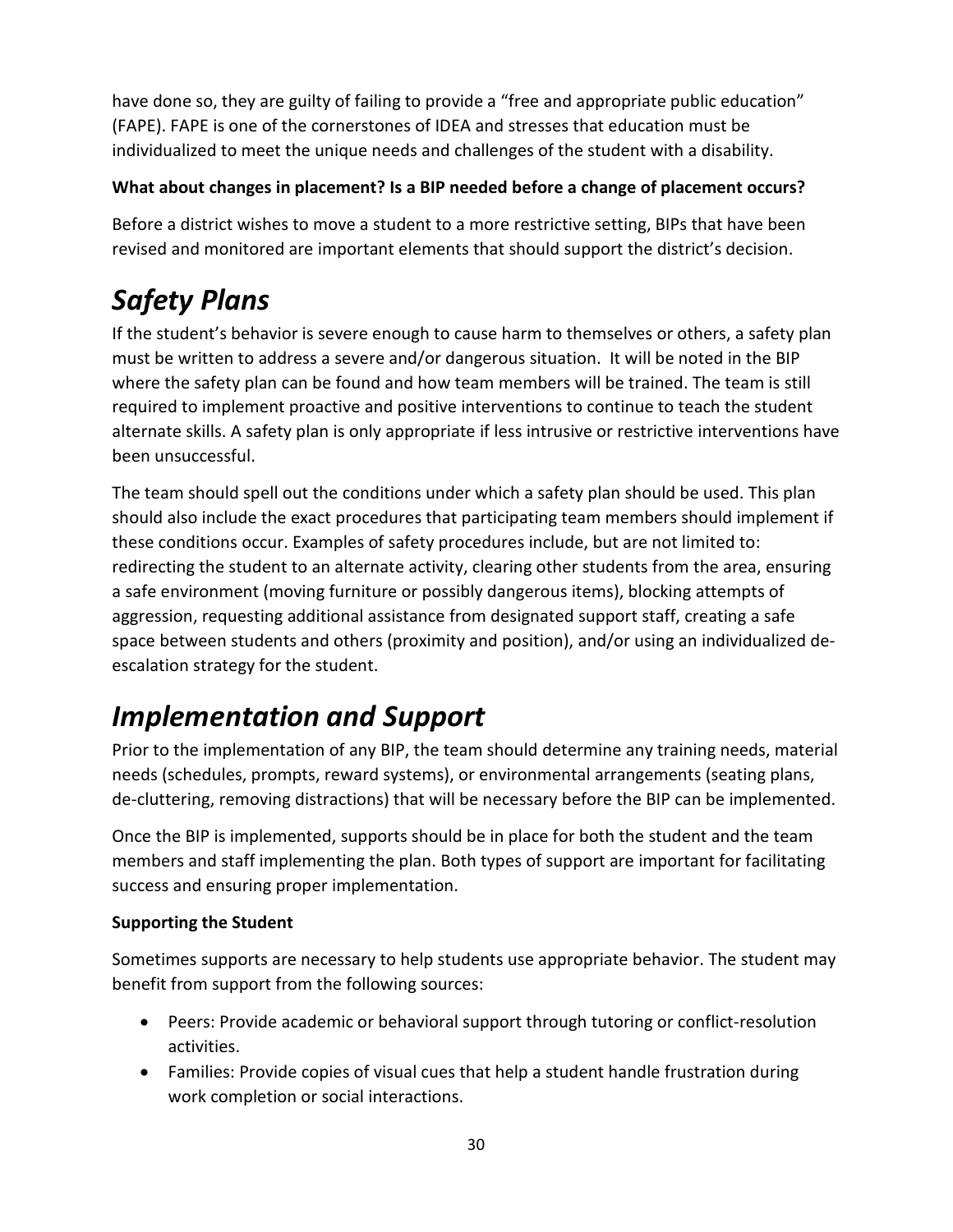have done so, they are guilty of failing to provide a "free and appropriate public education" (FAPE). FAPE is one of the cornerstones of IDEA and stresses that education must be individualized to meet the unique needs and challenges of the student with a disability.

**What about changes in placement? Is a BIP needed before a change of placement occurs?**

Before a district wishes to move a student to a more restrictive setting, BIPs that have been revised and monitored are important elements that should support the district's decision.

# *Safety Plans*

If the student's behavior is severe enough to cause harm to themselves or others, a safety plan must be written to address a severe and/or dangerous situation. It will be noted in the BIP where the safety plan can be found and how team members will be trained. The team is still required to implement proactive and positive interventions to continue to teach the student alternate skills. A safety plan is only appropriate if less intrusive or restrictive interventions have been unsuccessful.

The team should spell out the conditions under which a safety plan should be used. This plan should also include the exact procedures that participating team members should implement if these conditions occur. Examples of safety procedures include, but are not limited to: redirecting the student to an alternate activity, clearing other students from the area, ensuring a safe environment (moving furniture or possibly dangerous items), blocking attempts of aggression, requesting additional assistance from designated support staff, creating a safe space between students and others (proximity and position), and/or using an individualized de-escalation strategy for the student.

# *Implementation and Support*

Prior to the implementation of any BIP, the team should determine any training needs, material needs (schedules, prompts, reward systems), or environmental arrangements (seating plans, de-cluttering, removing distractions) that will be necessary before the BIP can be implemented.

Once the BIP is implemented, supports should be in place for both the student and the team members and staff implementing the plan. Both types of support are important for facilitating success and ensuring proper implementation.

**Supporting the Student**

Sometimes supports are necessary to help students use appropriate behavior. The student may benefit from support from the following sources:

- Peers: Provide academic or behavioral support through tutoring or conflict-resolution activities.
- Families: Provide copies of visual cues that help a student handle frustration during work completion or social interactions.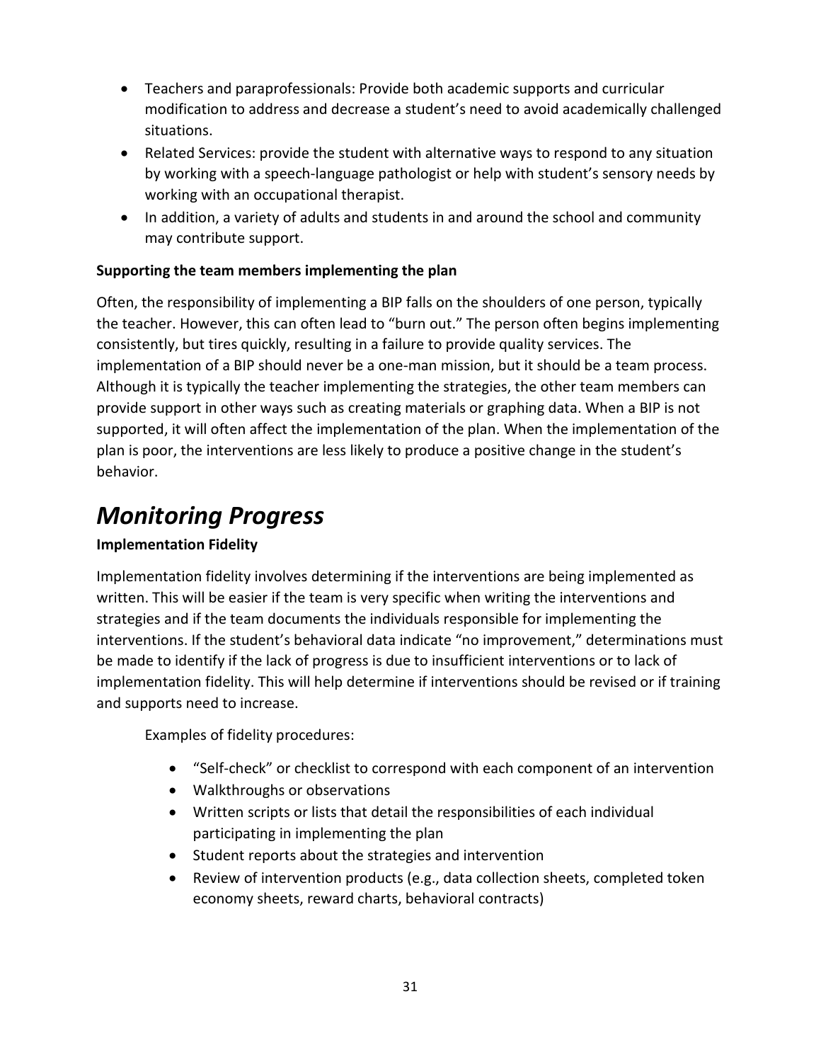- Teachers and paraprofessionals: Provide both academic supports and curricular modification to address and decrease a student's need to avoid academically challenged situations.
- Related Services: provide the student with alternative ways to respond to any situation by working with a speech-language pathologist or help with student's sensory needs by working with an occupational therapist.
- In addition, a variety of adults and students in and around the school and community may contribute support.

**Supporting the team members implementing the plan**

Often, the responsibility of implementing a BIP falls on the shoulders of one person, typically the teacher. However, this can often lead to "burn out." The person often begins implementing consistently, but tires quickly, resulting in a failure to provide quality services. The implementation of a BIP should never be a one-man mission, but it should be a team process. Although it is typically the teacher implementing the strategies, the other team members can provide support in other ways such as creating materials or graphing data. When a BIP is not supported, it will often affect the implementation of the plan. When the implementation of the plan is poor, the interventions are less likely to produce a positive change in the student's behavior.

# *Monitoring Progress*

**Implementation Fidelity**

Implementation fidelity involves determining if the interventions are being implemented as written. This will be easier if the team is very specific when writing the interventions and strategies and if the team documents the individuals responsible for implementing the interventions. If the student's behavioral data indicate "no improvement," determinations must be made to identify if the lack of progress is due to insufficient interventions or to lack of implementation fidelity. This will help determine if interventions should be revised or if training and supports need to increase.

Examples of fidelity procedures:

- "Self-check" or checklist to correspond with each component of an intervention
- Walkthroughs or observations
- Written scripts or lists that detail the responsibilities of each individual participating in implementing the plan
- Student reports about the strategies and intervention
- Review of intervention products (e.g., data collection sheets, completed token economy sheets, reward charts, behavioral contracts)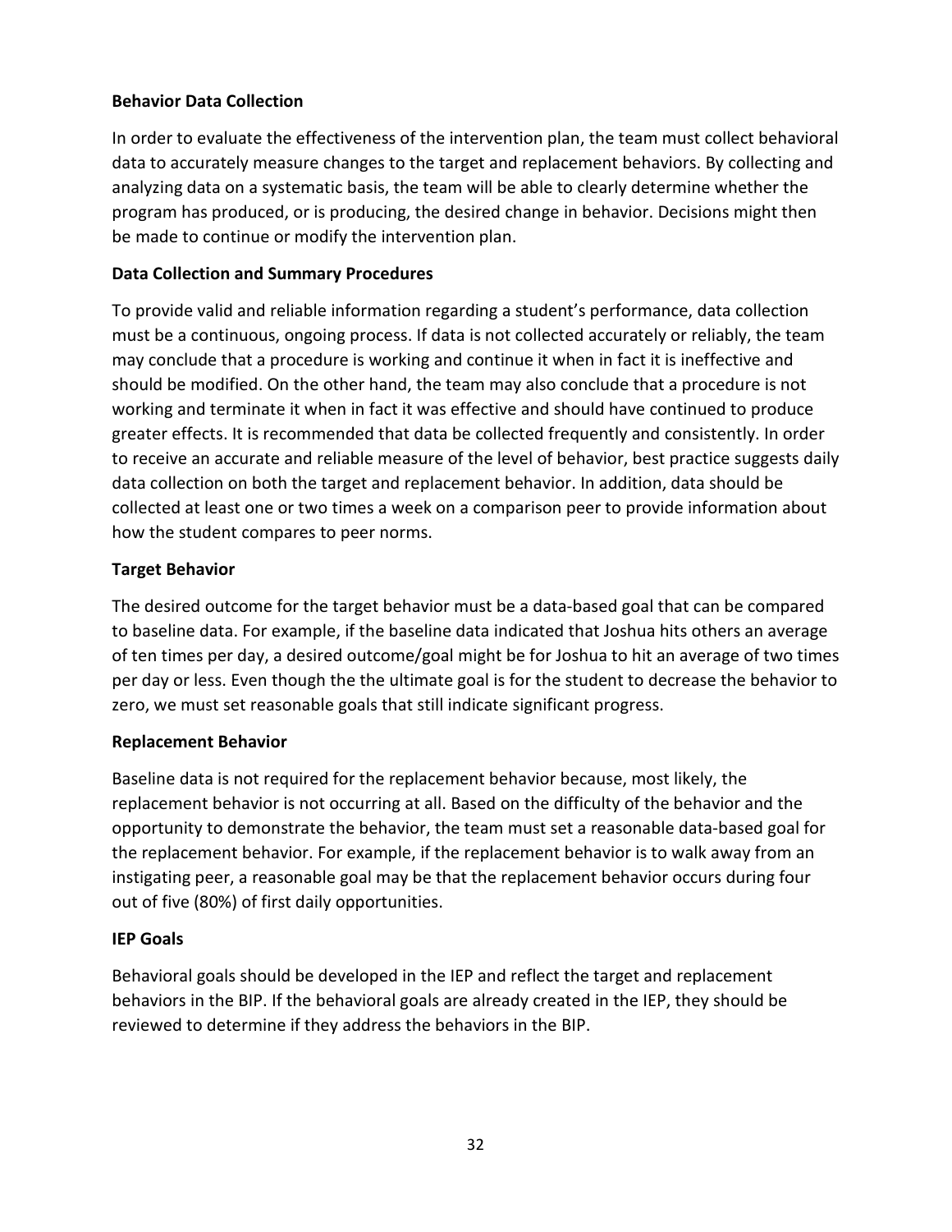**Behavior Data Collection**

In order to evaluate the effectiveness of the intervention plan, the team must collect behavioral data to accurately measure changes to the target and replacement behaviors. By collecting and analyzing data on a systematic basis, the team will be able to clearly determine whether the program has produced, or is producing, the desired change in behavior. Decisions might then be made to continue or modify the intervention plan.

**Data Collection and Summary Procedures**

To provide valid and reliable information regarding a student's performance, data collection must be a continuous, ongoing process. If data is not collected accurately or reliably, the team may conclude that a procedure is working and continue it when in fact it is ineffective and should be modified. On the other hand, the team may also conclude that a procedure is not working and terminate it when in fact it was effective and should have continued to produce greater effects. It is recommended that data be collected frequently and consistently. In order to receive an accurate and reliable measure of the level of behavior, best practice suggests daily data collection on both the target and replacement behavior. In addition, data should be collected at least one or two times a week on a comparison peer to provide information about how the student compares to peer norms.

**Target Behavior**

The desired outcome for the target behavior must be a data-based goal that can be compared to baseline data. For example, if the baseline data indicated that Joshua hits others an average of ten times per day, a desired outcome/goal might be for Joshua to hit an average of two times per day or less. Even though the the ultimate goal is for the student to decrease the behavior to zero, we must set reasonable goals that still indicate significant progress.

**Replacement Behavior**

Baseline data is not required for the replacement behavior because, most likely, the replacement behavior is not occurring at all. Based on the difficulty of the behavior and the opportunity to demonstrate the behavior, the team must set a reasonable data-based goal for the replacement behavior. For example, if the replacement behavior is to walk away from an instigating peer, a reasonable goal may be that the replacement behavior occurs during four out of five (80%) of first daily opportunities.

**IEP Goals**

Behavioral goals should be developed in the IEP and reflect the target and replacement behaviors in the BIP. If the behavioral goals are already created in the IEP, they should be reviewed to determine if they address the behaviors in the BIP.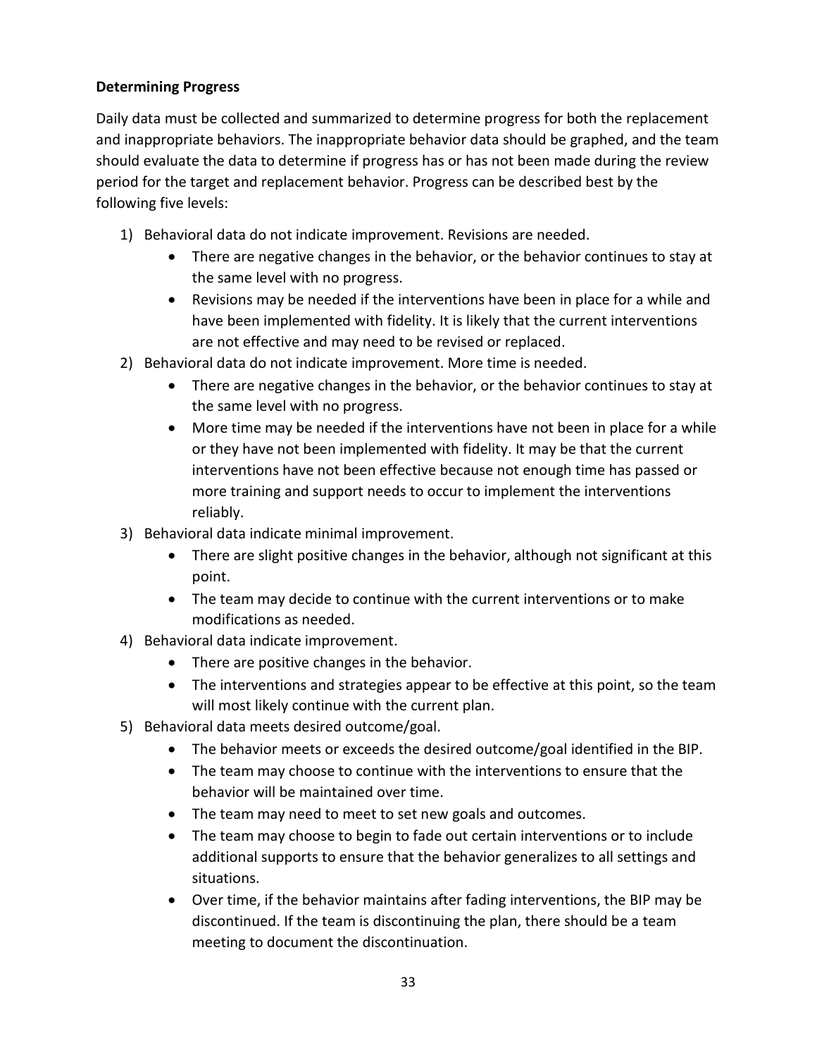**Determining Progress**

Daily data must be collected and summarized to determine progress for both the replacement and inappropriate behaviors. The inappropriate behavior data should be graphed, and the team should evaluate the data to determine if progress has or has not been made during the review period for the target and replacement behavior. Progress can be described best by the following five levels:

1) Behavioral data do not indicate improvement. Revisions are needed.
    - There are negative changes in the behavior, or the behavior continues to stay at the same level with no progress.
    - Revisions may be needed if the interventions have been in place for a while and have been implemented with fidelity. It is likely that the current interventions are not effective and may need to be revised or replaced.
2) Behavioral data do not indicate improvement. More time is needed.
    - There are negative changes in the behavior, or the behavior continues to stay at the same level with no progress.
    - More time may be needed if the interventions have not been in place for a while or they have not been implemented with fidelity. It may be that the current interventions have not been effective because not enough time has passed or more training and support needs to occur to implement the interventions reliably.
3) Behavioral data indicate minimal improvement.
    - There are slight positive changes in the behavior, although not significant at this point.
    - The team may decide to continue with the current interventions or to make modifications as needed.
4) Behavioral data indicate improvement.
    - There are positive changes in the behavior.
    - The interventions and strategies appear to be effective at this point, so the team will most likely continue with the current plan.
5) Behavioral data meets desired outcome/goal.
    - The behavior meets or exceeds the desired outcome/goal identified in the BIP.
    - The team may choose to continue with the interventions to ensure that the behavior will be maintained over time.
    - The team may need to meet to set new goals and outcomes.
    - The team may choose to begin to fade out certain interventions or to include additional supports to ensure that the behavior generalizes to all settings and situations.
    - Over time, if the behavior maintains after fading interventions, the BIP may be discontinued. If the team is discontinuing the plan, there should be a team meeting to document the discontinuation.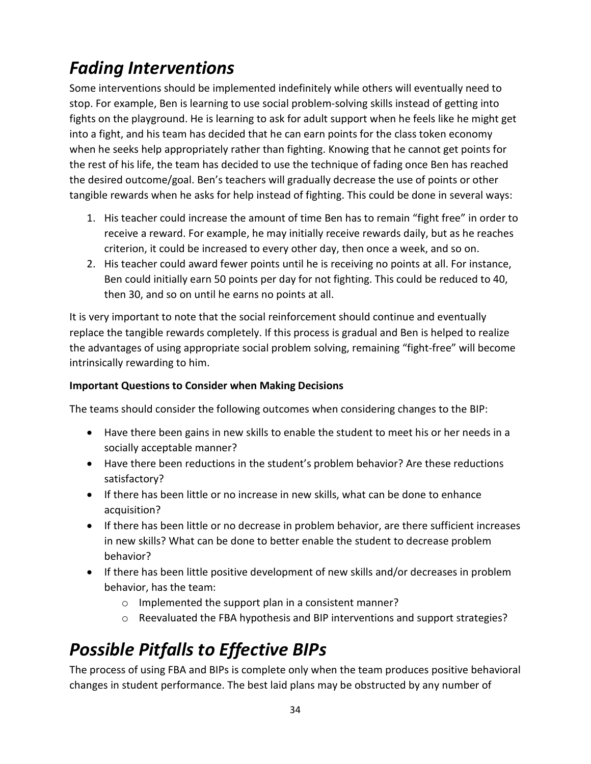# *Fading Interventions*

Some interventions should be implemented indefinitely while others will eventually need to stop. For example, Ben is learning to use social problem-solving skills instead of getting into fights on the playground. He is learning to ask for adult support when he feels like he might get into a fight, and his team has decided that he can earn points for the class token economy when he seeks help appropriately rather than fighting. Knowing that he cannot get points for the rest of his life, the team has decided to use the technique of fading once Ben has reached the desired outcome/goal. Ben's teachers will gradually decrease the use of points or other tangible rewards when he asks for help instead of fighting. This could be done in several ways:

1. His teacher could increase the amount of time Ben has to remain "fight free" in order to receive a reward. For example, he may initially receive rewards daily, but as he reaches criterion, it could be increased to every other day, then once a week, and so on.
2. His teacher could award fewer points until he is receiving no points at all. For instance, Ben could initially earn 50 points per day for not fighting. This could be reduced to 40, then 30, and so on until he earns no points at all.

It is very important to note that the social reinforcement should continue and eventually replace the tangible rewards completely. If this process is gradual and Ben is helped to realize the advantages of using appropriate social problem solving, remaining "fight-free" will become intrinsically rewarding to him.

**Important Questions to Consider when Making Decisions**

The teams should consider the following outcomes when considering changes to the BIP:

- Have there been gains in new skills to enable the student to meet his or her needs in a socially acceptable manner?
- Have there been reductions in the student's problem behavior? Are these reductions satisfactory?
- If there has been little or no increase in new skills, what can be done to enhance acquisition?
- If there has been little or no decrease in problem behavior, are there sufficient increases in new skills? What can be done to better enable the student to decrease problem behavior?
- If there has been little positive development of new skills and/or decreases in problem behavior, has the team:
  - Implemented the support plan in a consistent manner?
  - Reevaluated the FBA hypothesis and BIP interventions and support strategies?

# *Possible Pitfalls to Effective BIPs*

The process of using FBA and BIPs is complete only when the team produces positive behavioral changes in student performance. The best laid plans may be obstructed by any number of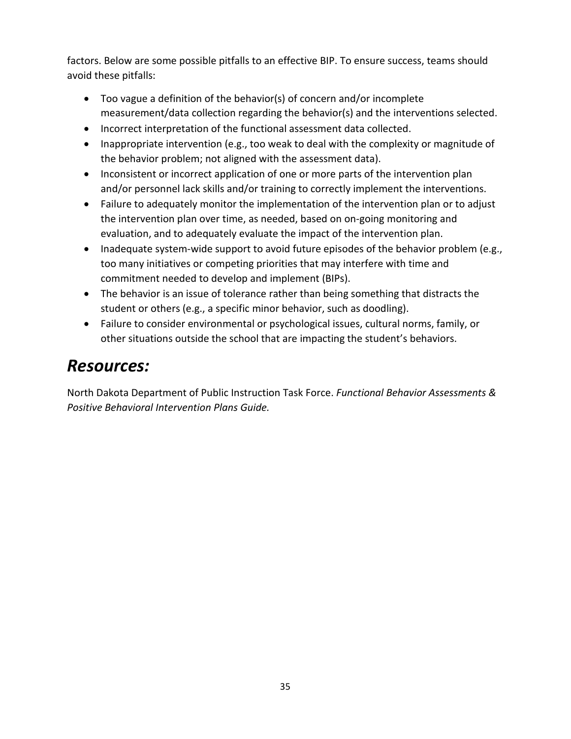factors. Below are some possible pitfalls to an effective BIP. To ensure success, teams should avoid these pitfalls:

- Too vague a definition of the behavior(s) of concern and/or incomplete measurement/data collection regarding the behavior(s) and the interventions selected.
- Incorrect interpretation of the functional assessment data collected.
- Inappropriate intervention (e.g., too weak to deal with the complexity or magnitude of the behavior problem; not aligned with the assessment data).
- Inconsistent or incorrect application of one or more parts of the intervention plan and/or personnel lack skills and/or training to correctly implement the interventions.
- Failure to adequately monitor the implementation of the intervention plan or to adjust the intervention plan over time, as needed, based on on-going monitoring and evaluation, and to adequately evaluate the impact of the intervention plan.
- Inadequate system-wide support to avoid future episodes of the behavior problem (e.g., too many initiatives or competing priorities that may interfere with time and commitment needed to develop and implement (BIPs).
- The behavior is an issue of tolerance rather than being something that distracts the student or others (e.g., a specific minor behavior, such as doodling).
- Failure to consider environmental or psychological issues, cultural norms, family, or other situations outside the school that are impacting the student's behaviors.

# *Resources:*

North Dakota Department of Public Instruction Task Force. *Functional Behavior Assessments & Positive Behavioral Intervention Plans Guide.*